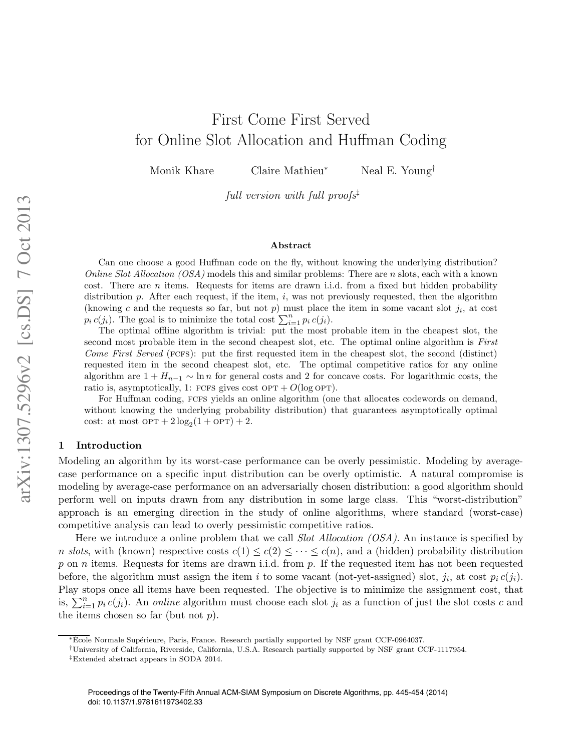# First Come First Served for Online Slot Allocation and Huffman Coding

Monik Khare     Claire Mathieu*     Neal E. Young†

*full version with full proofs‡*

### Abstract

Can one choose a good Huffman code on the fly, without knowing the underlying distribution? *Online Slot Allocation (OSA)* models this and similar problems: There are $n$ slots, each with a known cost. There are $n$ items. Requests for items are drawn i.i.d. from a fixed but hidden probability distribution $p$. After each request, if the item, $i$, was not previously requested, then the algorithm (knowing $c$ and the requests so far, but not $p$) must place the item in some vacant slot $j_i$, at cost $p_i\, c(j_i)$. The goal is to minimize the total cost $\sum_{i=1}^{n} p_i\, c(j_i)$.

The optimal offline algorithm is trivial: put the most probable item in the cheapest slot, the second most probable item in the second cheapest slot, etc. The optimal online algorithm is *First Come First Served* (FCFS): put the first requested item in the cheapest slot, the second (distinct) requested item in the second cheapest slot, etc. The optimal competitive ratios for any online algorithm are $1 + H_{n-1} \sim \ln n$ for general costs and 2 for concave costs. For logarithmic costs, the ratio is, asymptotically, 1: FCFS gives cost $\text{OPT} + O(\log \text{OPT})$.

For Huffman coding, FCFS yields an online algorithm (one that allocates codewords on demand, without knowing the underlying probability distribution) that guarantees asymptotically optimal cost: at most $\text{OPT} + 2\log_2(1 + \text{OPT}) + 2$.

## 1 Introduction

Modeling an algorithm by its worst-case performance can be overly pessimistic. Modeling by average-case performance on a specific input distribution can be overly optimistic. A natural compromise is modeling by average-case performance on an adversarially chosen distribution: a good algorithm should perform well on inputs drawn from any distribution in some large class. This "worst-distribution" approach is an emerging direction in the study of online algorithms, where standard (worst-case) competitive analysis can lead to overly pessimistic competitive ratios.

Here we introduce a online problem that we call *Slot Allocation (OSA)*. An instance is specified by $n$ *slots*, with (known) respective costs $c(1) \le c(2) \le \cdots \le c(n)$, and a (hidden) probability distribution $p$ on $n$ items. Requests for items are drawn i.i.d. from $p$. If the requested item has not been requested before, the algorithm must assign the item $i$ to some vacant (not-yet-assigned) slot, $j_i$, at cost $p_i\, c(j_i)$. Play stops once all items have been requested. The objective is to minimize the assignment cost, that is, $\sum_{i=1}^{n} p_i\, c(j_i)$. An *online* algorithm must choose each slot $j_i$ as a function of just the slot costs $c$ and the items chosen so far (but not $p$).

*École Normale Supérieure, Paris, France. Research partially supported by NSF grant CCF-0964037.

†University of California, Riverside, California, U.S.A. Research partially supported by NSF grant CCF-1117954.

‡Extended abstract appears in SODA 2014.

Proceedings of the Twenty-Fifth Annual ACM-SIAM Symposium on Discrete Algorithms, pp. 445-454 (2014)
doi: 10.1137/1.9781611973402.33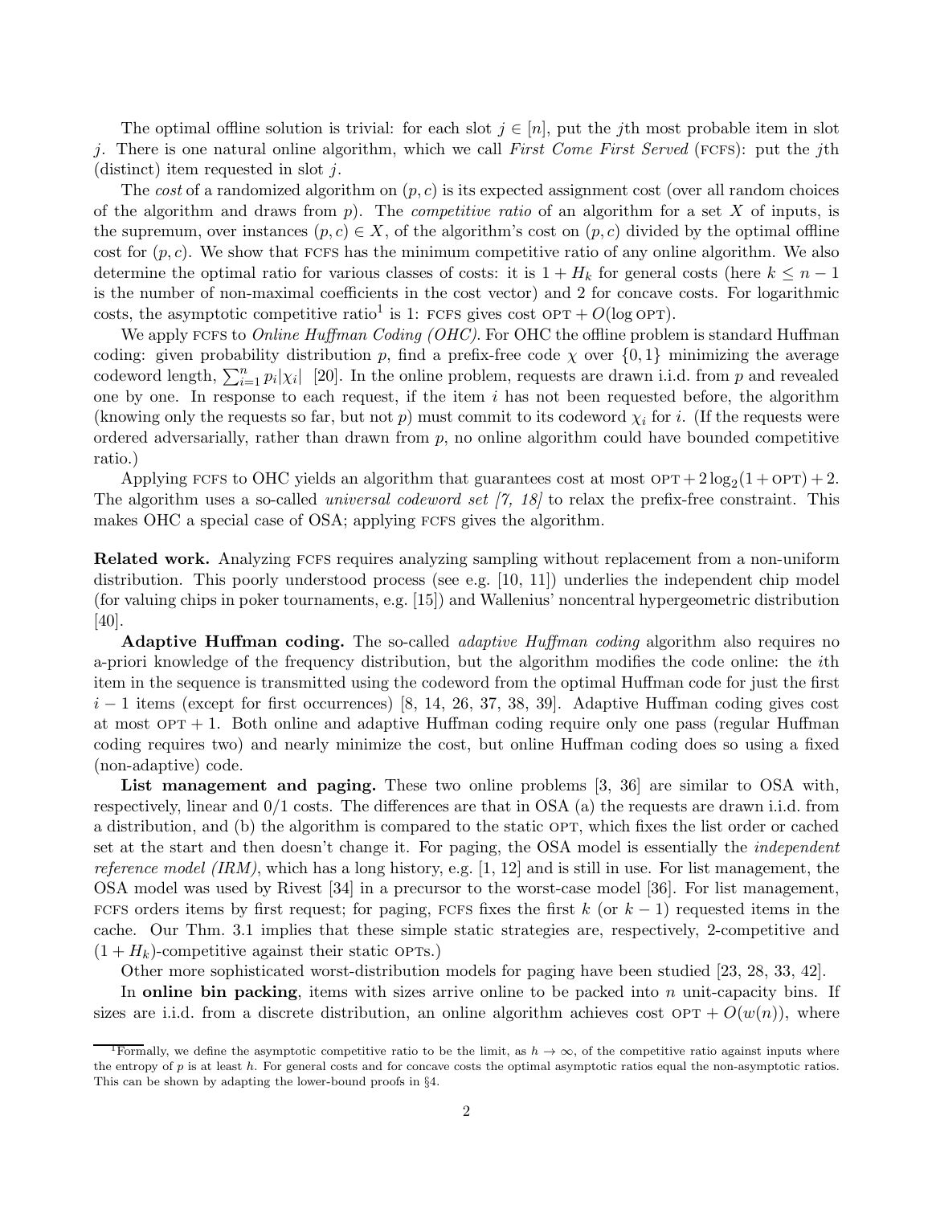The optimal offline solution is trivial: for each slot $j \in [n]$, put the $j$th most probable item in slot $j$. There is one natural online algorithm, which we call *First Come First Served* (FCFS): put the $j$th (distinct) item requested in slot $j$.

The *cost* of a randomized algorithm on $(p, c)$ is its expected assignment cost (over all random choices of the algorithm and draws from $p$). The *competitive ratio* of an algorithm for a set $X$ of inputs, is the supremum, over instances $(p, c) \in X$, of the algorithm's cost on $(p, c)$ divided by the optimal offline cost for $(p, c)$. We show that FCFS has the minimum competitive ratio of any online algorithm. We also determine the optimal ratio for various classes of costs: it is $1 + H_k$ for general costs (here $k \leq n - 1$ is the number of non-maximal coefficients in the cost vector) and 2 for concave costs. For logarithmic costs, the asymptotic competitive ratio[1] is 1: FCFS gives cost $\text{OPT} + O(\log \text{OPT})$.

We apply FCFS to *Online Huffman Coding (OHC)*. For OHC the offline problem is standard Huffman coding: given probability distribution $p$, find a prefix-free code $\chi$ over $\{0, 1\}$ minimizing the average codeword length, $\sum_{i=1}^{n} p_i |\chi_i|$ [20]. In the online problem, requests are drawn i.i.d. from $p$ and revealed one by one. In response to each request, if the item $i$ has not been requested before, the algorithm (knowing only the requests so far, but not $p$) must commit to its codeword $\chi_i$ for $i$. (If the requests were ordered adversarially, rather than drawn from $p$, no online algorithm could have bounded competitive ratio.)

Applying FCFS to OHC yields an algorithm that guarantees cost at most $\text{OPT} + 2\log_2(1 + \text{OPT}) + 2$. The algorithm uses a so-called *universal codeword set [7, 18]* to relax the prefix-free constraint. This makes OHC a special case of OSA; applying FCFS gives the algorithm.

**Related work.** Analyzing FCFS requires analyzing sampling without replacement from a non-uniform distribution. This poorly understood process (see e.g. [10, 11]) underlies the independent chip model (for valuing chips in poker tournaments, e.g. [15]) and Wallenius' noncentral hypergeometric distribution [40].

**Adaptive Huffman coding.** The so-called *adaptive Huffman coding* algorithm also requires no a-priori knowledge of the frequency distribution, but the algorithm modifies the code online: the $i$th item in the sequence is transmitted using the codeword from the optimal Huffman code for just the first $i - 1$ items (except for first occurrences) [8, 14, 26, 37, 38, 39]. Adaptive Huffman coding gives cost at most $\text{OPT} + 1$. Both online and adaptive Huffman coding require only one pass (regular Huffman coding requires two) and nearly minimize the cost, but online Huffman coding does so using a fixed (non-adaptive) code.

**List management and paging.** These two online problems [3, 36] are similar to OSA with, respectively, linear and 0/1 costs. The differences are that in OSA (a) the requests are drawn i.i.d. from a distribution, and (b) the algorithm is compared to the static OPT, which fixes the list order or cached set at the start and then doesn't change it. For paging, the OSA model is essentially the *independent reference model (IRM)*, which has a long history, e.g. [1, 12] and is still in use. For list management, the OSA model was used by Rivest [34] in a precursor to the worst-case model [36]. For list management, FCFS orders items by first request; for paging, FCFS fixes the first $k$ (or $k - 1$) requested items in the cache. Our Thm. 3.1 implies that these simple static strategies are, respectively, 2-competitive and $(1 + H_k)$-competitive against their static OPTs.)

Other more sophisticated worst-distribution models for paging have been studied [23, 28, 33, 42].

In **online bin packing**, items with sizes arrive online to be packed into $n$ unit-capacity bins. If sizes are i.i.d. from a discrete distribution, an online algorithm achieves cost $\text{OPT} + O(w(n))$, where

[1] Formally, we define the asymptotic competitive ratio to be the limit, as $h \to \infty$, of the competitive ratio against inputs where the entropy of $p$ is at least $h$. For general costs and for concave costs the optimal asymptotic ratios equal the non-asymptotic ratios. This can be shown by adapting the lower-bound proofs in §4.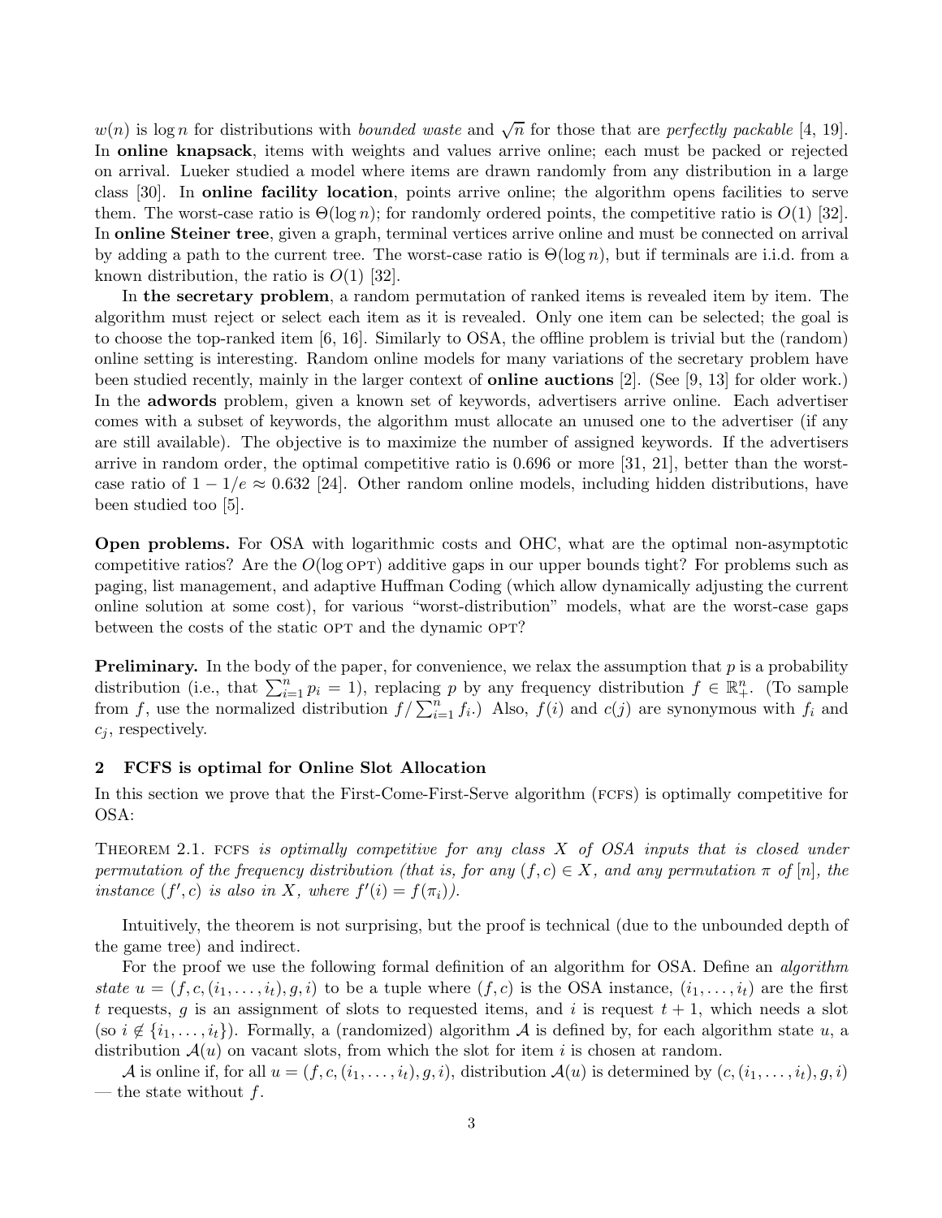$w(n)$ is $\log n$ for distributions with *bounded waste* and $\sqrt{n}$ for those that are *perfectly packable* [4, 19]. In **online knapsack**, items with weights and values arrive online; each must be packed or rejected on arrival. Lueker studied a model where items are drawn randomly from any distribution in a large class [30]. In **online facility location**, points arrive online; the algorithm opens facilities to serve them. The worst-case ratio is $\Theta(\log n)$; for randomly ordered points, the competitive ratio is $O(1)$ [32]. In **online Steiner tree**, given a graph, terminal vertices arrive online and must be connected on arrival by adding a path to the current tree. The worst-case ratio is $\Theta(\log n)$, but if terminals are i.i.d. from a known distribution, the ratio is $O(1)$ [32].

In **the secretary problem**, a random permutation of ranked items is revealed item by item. The algorithm must reject or select each item as it is revealed. Only one item can be selected; the goal is to choose the top-ranked item [6, 16]. Similarly to OSA, the offline problem is trivial but the (random) online setting is interesting. Random online models for many variations of the secretary problem have been studied recently, mainly in the larger context of **online auctions** [2]. (See [9, 13] for older work.) In the **adwords** problem, given a known set of keywords, advertisers arrive online. Each advertiser comes with a subset of keywords, the algorithm must allocate an unused one to the advertiser (if any are still available). The objective is to maximize the number of assigned keywords. If the advertisers arrive in random order, the optimal competitive ratio is 0.696 or more [31, 21], better than the worst-case ratio of $1 - 1/e \approx 0.632$ [24]. Other random online models, including hidden distributions, have been studied too [5].

**Open problems.** For OSA with logarithmic costs and OHC, what are the optimal non-asymptotic competitive ratios? Are the $O(\log \text{OPT})$ additive gaps in our upper bounds tight? For problems such as paging, list management, and adaptive Huffman Coding (which allow dynamically adjusting the current online solution at some cost), for various "worst-distribution" models, what are the worst-case gaps between the costs of the static OPT and the dynamic OPT?

**Preliminary.** In the body of the paper, for convenience, we relax the assumption that $p$ is a probability distribution (i.e., that $\sum_{i=1}^{n} p_i = 1$), replacing $p$ by any frequency distribution $f \in \mathbb{R}_+^n$. (To sample from $f$, use the normalized distribution $f / \sum_{i=1}^{n} f_i$.) Also, $f(i)$ and $c(j)$ are synonymous with $f_i$ and $c_j$, respectively.

## 2 FCFS is optimal for Online Slot Allocation

In this section we prove that the First-Come-First-Serve algorithm (FCFS) is optimally competitive for OSA:

THEOREM 2.1. *FCFS is optimally competitive for any class $X$ of OSA inputs that is closed under permutation of the frequency distribution (that is, for any $(f, c) \in X$, and any permutation $\pi$ of $[n]$, the instance $(f', c)$ is also in $X$, where $f'(i) = f(\pi_i)$).*

Intuitively, the theorem is not surprising, but the proof is technical (due to the unbounded depth of the game tree) and indirect.

For the proof we use the following formal definition of an algorithm for OSA. Define an *algorithm state* $u = (f, c, (i_1, \ldots, i_t), g, i)$ to be a tuple where $(f, c)$ is the OSA instance, $(i_1, \ldots, i_t)$ are the first $t$ requests, $g$ is an assignment of slots to requested items, and $i$ is request $t + 1$, which needs a slot (so $i \notin \{i_1, \ldots, i_t\}$). Formally, a (randomized) algorithm $\mathcal{A}$ is defined by, for each algorithm state $u$, a distribution $\mathcal{A}(u)$ on vacant slots, from which the slot for item $i$ is chosen at random.

$\mathcal{A}$ is online if, for all $u = (f, c, (i_1, \ldots, i_t), g, i)$, distribution $\mathcal{A}(u)$ is determined by $(c, (i_1, \ldots, i_t), g, i)$ — the state without $f$.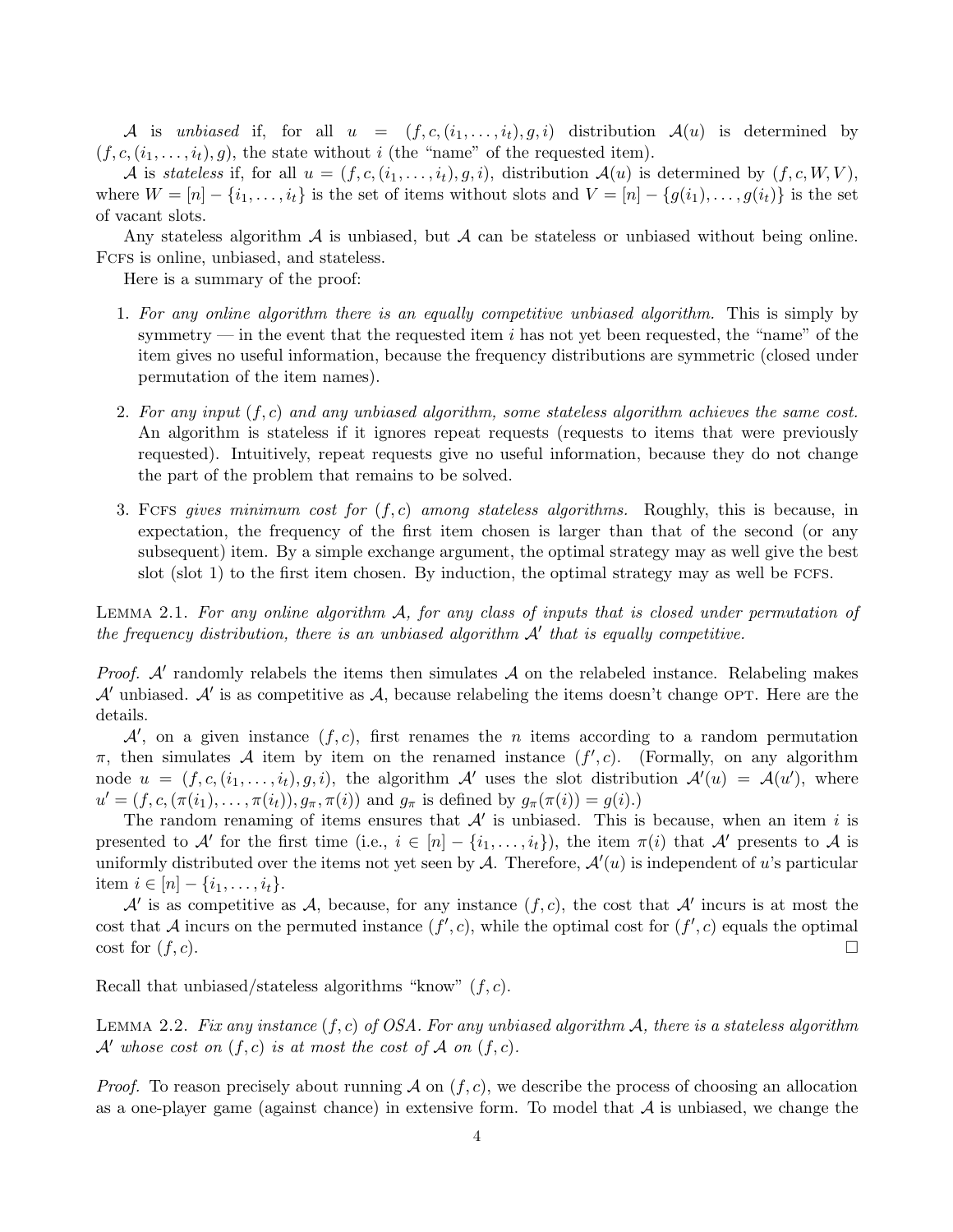$\mathcal{A}$ is *unbiased* if, for all $u = (f, c, (i_1, \ldots, i_t), g, i)$ distribution $\mathcal{A}(u)$ is determined by $(f, c, (i_1, \ldots, i_t), g)$, the state without $i$ (the "name" of the requested item).

$\mathcal{A}$ is *stateless* if, for all $u = (f, c, (i_1, \ldots, i_t), g, i)$, distribution $\mathcal{A}(u)$ is determined by $(f, c, W, V)$, where $W = [n] - \{i_1, \ldots, i_t\}$ is the set of items without slots and $V = [n] - \{g(i_1), \ldots, g(i_t)\}$ is the set of vacant slots.

Any stateless algorithm $\mathcal{A}$ is unbiased, but $\mathcal{A}$ can be stateless or unbiased without being online. FCFS is online, unbiased, and stateless.

Here is a summary of the proof:

1. *For any online algorithm there is an equally competitive unbiased algorithm.* This is simply by symmetry — in the event that the requested item $i$ has not yet been requested, the "name" of the item gives no useful information, because the frequency distributions are symmetric (closed under permutation of the item names).

2. *For any input $(f, c)$ and any unbiased algorithm, some stateless algorithm achieves the same cost.* An algorithm is stateless if it ignores repeat requests (requests to items that were previously requested). Intuitively, repeat requests give no useful information, because they do not change the part of the problem that remains to be solved.

3. FCFS *gives minimum cost for $(f, c)$ among stateless algorithms.* Roughly, this is because, in expectation, the frequency of the first item chosen is larger than that of the second (or any subsequent) item. By a simple exchange argument, the optimal strategy may as well give the best slot (slot 1) to the first item chosen. By induction, the optimal strategy may as well be FCFS.

LEMMA 2.1. *For any online algorithm $\mathcal{A}$, for any class of inputs that is closed under permutation of the frequency distribution, there is an unbiased algorithm $\mathcal{A}'$ that is equally competitive.*

*Proof.* $\mathcal{A}'$ randomly relabels the items then simulates $\mathcal{A}$ on the relabeled instance. Relabeling makes $\mathcal{A}'$ unbiased. $\mathcal{A}'$ is as competitive as $\mathcal{A}$, because relabeling the items doesn't change OPT. Here are the details.

$\mathcal{A}'$, on a given instance $(f, c)$, first renames the $n$ items according to a random permutation $\pi$, then simulates $\mathcal{A}$ item by item on the renamed instance $(f', c)$. (Formally, on any algorithm node $u = (f, c, (i_1, \ldots, i_t), g, i)$, the algorithm $\mathcal{A}'$ uses the slot distribution $\mathcal{A}'(u) = \mathcal{A}(u')$, where $u' = (f, c, (\pi(i_1), \ldots, \pi(i_t)), g_\pi, \pi(i))$ and $g_\pi$ is defined by $g_\pi(\pi(i)) = g(i)$.)

The random renaming of items ensures that $\mathcal{A}'$ is unbiased. This is because, when an item $i$ is presented to $\mathcal{A}'$ for the first time (i.e., $i \in [n] - \{i_1, \ldots, i_t\}$), the item $\pi(i)$ that $\mathcal{A}'$ presents to $\mathcal{A}$ is uniformly distributed over the items not yet seen by $\mathcal{A}$. Therefore, $\mathcal{A}'(u)$ is independent of $u$'s particular item $i \in [n] - \{i_1, \ldots, i_t\}$.

$\mathcal{A}'$ is as competitive as $\mathcal{A}$, because, for any instance $(f, c)$, the cost that $\mathcal{A}'$ incurs is at most the cost that $\mathcal{A}$ incurs on the permuted instance $(f', c)$, while the optimal cost for $(f', c)$ equals the optimal cost for $(f, c)$. □

Recall that unbiased/stateless algorithms "know" $(f, c)$.

LEMMA 2.2. *Fix any instance $(f, c)$ of OSA. For any unbiased algorithm $\mathcal{A}$, there is a stateless algorithm $\mathcal{A}'$ whose cost on $(f, c)$ is at most the cost of $\mathcal{A}$ on $(f, c)$.*

*Proof.* To reason precisely about running $\mathcal{A}$ on $(f, c)$, we describe the process of choosing an allocation as a one-player game (against chance) in extensive form. To model that $\mathcal{A}$ is unbiased, we change the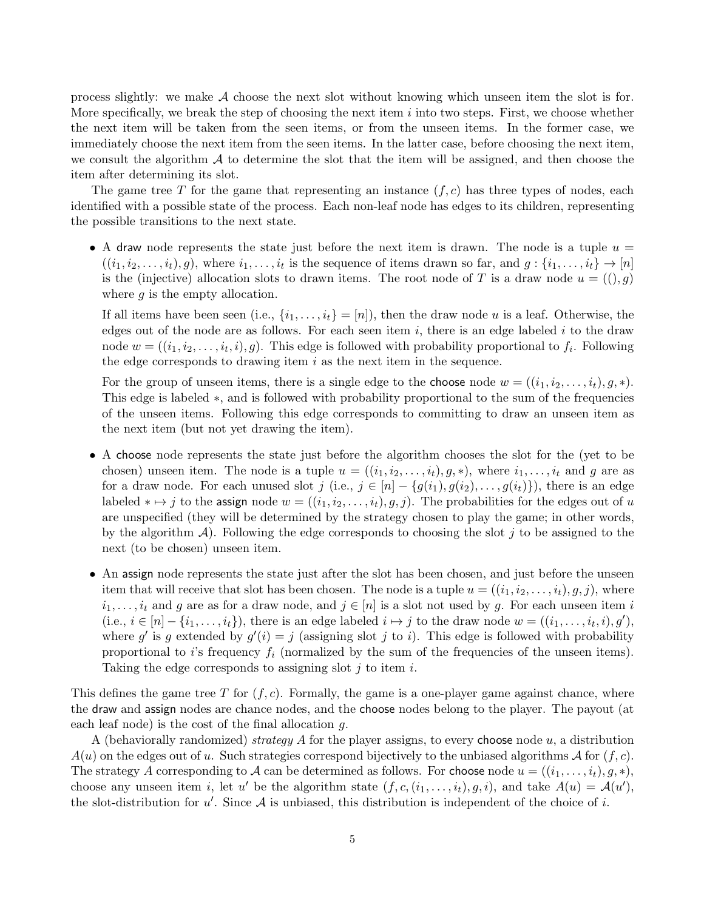process slightly: we make $\mathcal{A}$ choose the next slot without knowing which unseen item the slot is for. More specifically, we break the step of choosing the next item $i$ into two steps. First, we choose whether the next item will be taken from the seen items, or from the unseen items. In the former case, we immediately choose the next item from the seen items. In the latter case, before choosing the next item, we consult the algorithm $\mathcal{A}$ to determine the slot that the item will be assigned, and then choose the item after determining its slot.

The game tree $T$ for the game that representing an instance $(f, c)$ has three types of nodes, each identified with a possible state of the process. Each non-leaf node has edges to its children, representing the possible transitions to the next state.

- A draw node represents the state just before the next item is drawn. The node is a tuple $u = ((i_1, i_2, \ldots, i_t), g)$, where $i_1, \ldots, i_t$ is the sequence of items drawn so far, and $g : \{i_1, \ldots, i_t\} \to [n]$ is the (injective) allocation slots to drawn items. The root node of $T$ is a draw node $u = ((), g)$ where $g$ is the empty allocation.

  If all items have been seen (i.e., $\{i_1, \ldots, i_t\} = [n]$), then the draw node $u$ is a leaf. Otherwise, the edges out of the node are as follows. For each seen item $i$, there is an edge labeled $i$ to the draw node $w = ((i_1, i_2, \ldots, i_t, i), g)$. This edge is followed with probability proportional to $f_i$. Following the edge corresponds to drawing item $i$ as the next item in the sequence.

  For the group of unseen items, there is a single edge to the choose node $w = ((i_1, i_2, \ldots, i_t), g, *)$. This edge is labeled $*$, and is followed with probability proportional to the sum of the frequencies of the unseen items. Following this edge corresponds to committing to draw an unseen item as the next item (but not yet drawing the item).

- A choose node represents the state just before the algorithm chooses the slot for the (yet to be chosen) unseen item. The node is a tuple $u = ((i_1, i_2, \ldots, i_t), g, *)$, where $i_1, \ldots, i_t$ and $g$ are as for a draw node. For each unused slot $j$ (i.e., $j \in [n] - \{g(i_1), g(i_2), \ldots, g(i_t)\}$), there is an edge labeled $* \mapsto j$ to the assign node $w = ((i_1, i_2, \ldots, i_t), g, j)$. The probabilities for the edges out of $u$ are unspecified (they will be determined by the strategy chosen to play the game; in other words, by the algorithm $\mathcal{A}$). Following the edge corresponds to choosing the slot $j$ to be assigned to the next (to be chosen) unseen item.

- An assign node represents the state just after the slot has been chosen, and just before the unseen item that will receive that slot has been chosen. The node is a tuple $u = ((i_1, i_2, \ldots, i_t), g, j)$, where $i_1, \ldots, i_t$ and $g$ are as for a draw node, and $j \in [n]$ is a slot not used by $g$. For each unseen item $i$ (i.e., $i \in [n] - \{i_1, \ldots, i_t\}$), there is an edge labeled $i \mapsto j$ to the draw node $w = ((i_1, \ldots, i_t, i), g')$, where $g'$ is $g$ extended by $g'(i) = j$ (assigning slot $j$ to $i$). This edge is followed with probability proportional to $i$'s frequency $f_i$ (normalized by the sum of the frequencies of the unseen items). Taking the edge corresponds to assigning slot $j$ to item $i$.

This defines the game tree $T$ for $(f, c)$. Formally, the game is a one-player game against chance, where the draw and assign nodes are chance nodes, and the choose nodes belong to the player. The payout (at each leaf node) is the cost of the final allocation $g$.

A (behaviorally randomized) *strategy* $A$ for the player assigns, to every choose node $u$, a distribution $A(u)$ on the edges out of $u$. Such strategies correspond bijectively to the unbiased algorithms $\mathcal{A}$ for $(f, c)$. The strategy $A$ corresponding to $\mathcal{A}$ can be determined as follows. For choose node $u = ((i_1, \ldots, i_t), g, *)$, choose any unseen item $i$, let $u'$ be the algorithm state $(f, c, (i_1, \ldots, i_t), g, i)$, and take $A(u) = \mathcal{A}(u')$, the slot-distribution for $u'$. Since $\mathcal{A}$ is unbiased, this distribution is independent of the choice of $i$.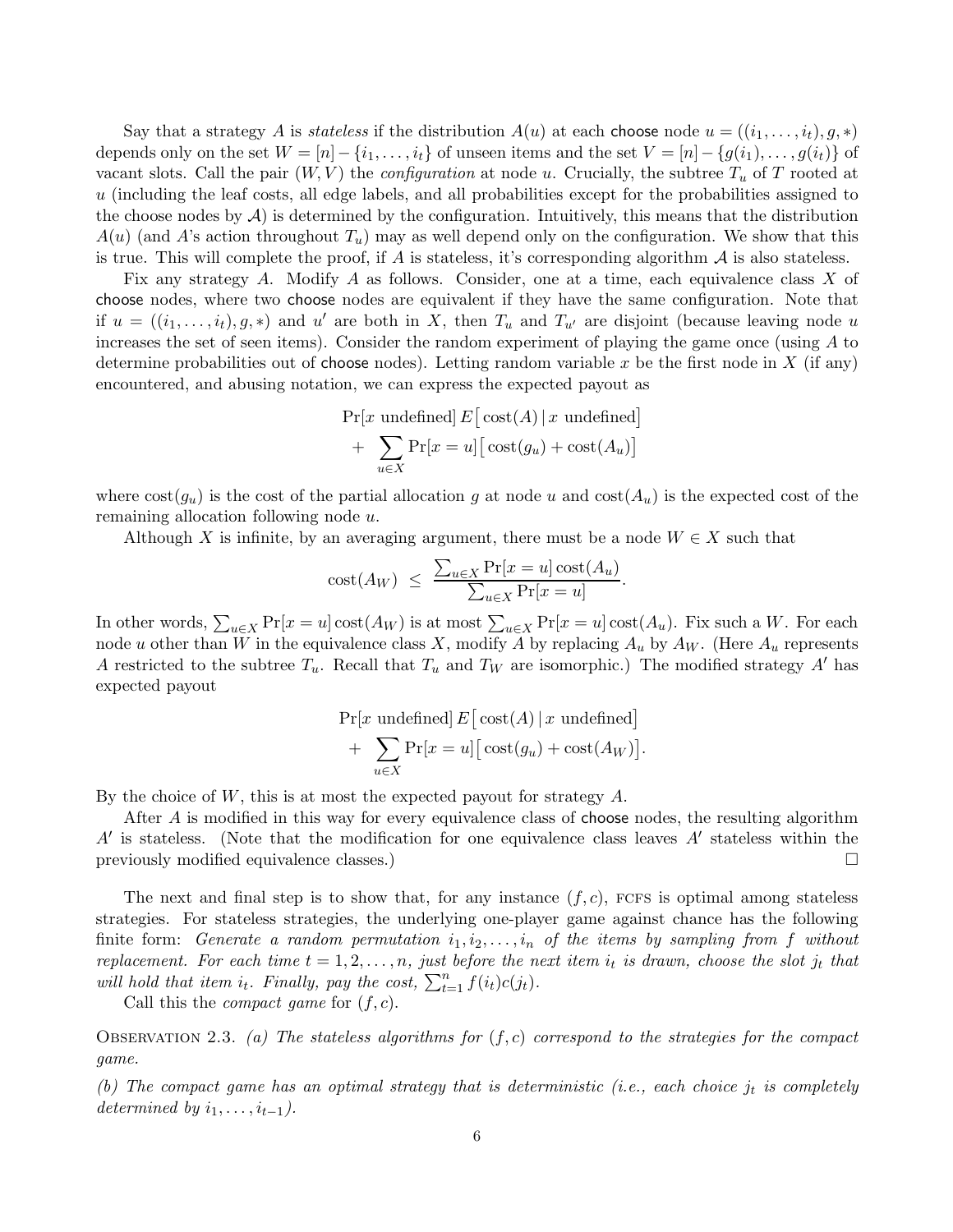Say that a strategy $A$ is *stateless* if the distribution $A(u)$ at each choose node $u = ((i_1, \ldots, i_t), g, *)$ depends only on the set $W = [n] - \{i_1, \ldots, i_t\}$ of unseen items and the set $V = [n] - \{g(i_1), \ldots, g(i_t)\}$ of vacant slots. Call the pair $(W, V)$ the *configuration* at node $u$. Crucially, the subtree $T_u$ of $T$ rooted at $u$ (including the leaf costs, all edge labels, and all probabilities except for the probabilities assigned to the choose nodes by $\mathcal{A}$) is determined by the configuration. Intuitively, this means that the distribution $A(u)$ (and $A$'s action throughout $T_u$) may as well depend only on the configuration. We show that this is true. This will complete the proof, if $A$ is stateless, it's corresponding algorithm $\mathcal{A}$ is also stateless.

Fix any strategy $A$. Modify $A$ as follows. Consider, one at a time, each equivalence class $X$ of choose nodes, where two choose nodes are equivalent if they have the same configuration. Note that if $u = ((i_1, \ldots, i_t), g, *)$ and $u'$ are both in $X$, then $T_u$ and $T_{u'}$ are disjoint (because leaving node $u$ increases the set of seen items). Consider the random experiment of playing the game once (using $A$ to determine probabilities out of choose nodes). Letting random variable $x$ be the first node in $X$ (if any) encountered, and abusing notation, we can express the expected payout as

$$\Pr[x \text{ undefined}]\, E\big[\operatorname{cost}(A) \,|\, x \text{ undefined}\big] + \sum_{u \in X} \Pr[x = u]\big[\operatorname{cost}(g_u) + \operatorname{cost}(A_u)\big]$$

where $\operatorname{cost}(g_u)$ is the cost of the partial allocation $g$ at node $u$ and $\operatorname{cost}(A_u)$ is the expected cost of the remaining allocation following node $u$.

Although $X$ is infinite, by an averaging argument, there must be a node $W \in X$ such that

$$\operatorname{cost}(A_W) \;\le\; \frac{\sum_{u \in X} \Pr[x = u] \operatorname{cost}(A_u)}{\sum_{u \in X} \Pr[x = u]}.$$

In other words, $\sum_{u \in X} \Pr[x = u] \operatorname{cost}(A_W)$ is at most $\sum_{u \in X} \Pr[x = u] \operatorname{cost}(A_u)$. Fix such a $W$. For each node $u$ other than $W$ in the equivalence class $X$, modify $A$ by replacing $A_u$ by $A_W$. (Here $A_u$ represents $A$ restricted to the subtree $T_u$. Recall that $T_u$ and $T_W$ are isomorphic.) The modified strategy $A'$ has expected payout

$$\Pr[x \text{ undefined}]\, E\big[\operatorname{cost}(A) \,|\, x \text{ undefined}\big] + \sum_{u \in X} \Pr[x = u]\big[\operatorname{cost}(g_u) + \operatorname{cost}(A_W)\big].$$

By the choice of $W$, this is at most the expected payout for strategy $A$.

After $A$ is modified in this way for every equivalence class of choose nodes, the resulting algorithm $A'$ is stateless. (Note that the modification for one equivalence class leaves $A'$ stateless within the previously modified equivalence classes.) □

The next and final step is to show that, for any instance $(f, c)$, FCFS is optimal among stateless strategies. For stateless strategies, the underlying one-player game against chance has the following finite form: *Generate a random permutation $i_1, i_2, \ldots, i_n$ of the items by sampling from $f$ without replacement. For each time $t = 1, 2, \ldots, n$, just before the next item $i_t$ is drawn, choose the slot $j_t$ that will hold that item $i_t$. Finally, pay the cost, $\sum_{t=1}^{n} f(i_t)c(j_t)$.*

Call this the *compact game* for $(f, c)$.

Observation 2.3. *(a) The stateless algorithms for $(f, c)$ correspond to the strategies for the compact game.*

*(b) The compact game has an optimal strategy that is deterministic (i.e., each choice $j_t$ is completely determined by $i_1, \ldots, i_{t-1}$).*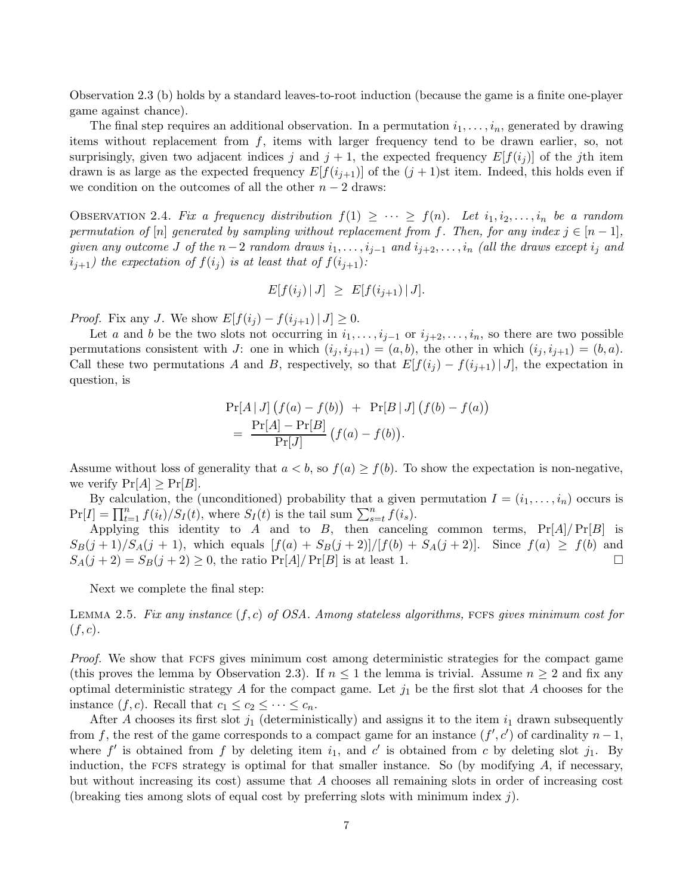Observation 2.3 (b) holds by a standard leaves-to-root induction (because the game is a finite one-player game against chance).

The final step requires an additional observation. In a permutation $i_1, \ldots, i_n$, generated by drawing items without replacement from $f$, items with larger frequency tend to be drawn earlier, so, not surprisingly, given two adjacent indices $j$ and $j+1$, the expected frequency $E[f(i_j)]$ of the $j$th item drawn is as large as the expected frequency $E[f(i_{j+1})]$ of the $(j+1)$st item. Indeed, this holds even if we condition on the outcomes of all the other $n-2$ draws:

Observation 2.4. *Fix a frequency distribution $f(1) \geq \cdots \geq f(n)$. Let $i_1, i_2, \ldots, i_n$ be a random permutation of $[n]$ generated by sampling without replacement from $f$. Then, for any index $j \in [n-1]$, given any outcome $J$ of the $n-2$ random draws $i_1, \ldots, i_{j-1}$ and $i_{j+2}, \ldots, i_n$ (all the draws except $i_j$ and $i_{j+1}$) the expectation of $f(i_j)$ is at least that of $f(i_{j+1})$:*

$$E[f(i_j) \,|\, J] \;\geq\; E[f(i_{j+1}) \,|\, J].$$

*Proof.* Fix any $J$. We show $E[f(i_j) - f(i_{j+1}) \,|\, J] \geq 0$.

Let $a$ and $b$ be the two slots not occurring in $i_1, \ldots, i_{j-1}$ or $i_{j+2}, \ldots, i_n$, so there are two possible permutations consistent with $J$: one in which $(i_j, i_{j+1}) = (a, b)$, the other in which $(i_j, i_{j+1}) = (b, a)$. Call these two permutations $A$ and $B$, respectively, so that $E[f(i_j) - f(i_{j+1}) \,|\, J]$, the expectation in question, is

$$\begin{aligned}
&\Pr[A \,|\, J]\,\big(f(a) - f(b)\big) \;+\; \Pr[B \,|\, J]\,\big(f(b) - f(a)\big) \\
&= \; \frac{\Pr[A] - \Pr[B]}{\Pr[J]}\,\big(f(a) - f(b)\big).
\end{aligned}$$

Assume without loss of generality that $a < b$, so $f(a) \geq f(b)$. To show the expectation is non-negative, we verify $\Pr[A] \geq \Pr[B]$.

By calculation, the (unconditioned) probability that a given permutation $I = (i_1, \ldots, i_n)$ occurs is $\Pr[I] = \prod_{t=1}^{n} f(i_t)/S_I(t)$, where $S_I(t)$ is the tail sum $\sum_{s=t}^{n} f(i_s)$.

Applying this identity to $A$ and to $B$, then canceling common terms, $\Pr[A]/\Pr[B]$ is $S_B(j+1)/S_A(j+1)$, which equals $[f(a) + S_B(j+2)]/[f(b) + S_A(j+2)]$. Since $f(a) \geq f(b)$ and $S_A(j+2) = S_B(j+2) \geq 0$, the ratio $\Pr[A]/\Pr[B]$ is at least 1. $\square$

Next we complete the final step:

Lemma 2.5. *Fix any instance $(f, c)$ of OSA. Among stateless algorithms,* FCFS *gives minimum cost for $(f, c)$.*

*Proof.* We show that FCFS gives minimum cost among deterministic strategies for the compact game (this proves the lemma by Observation 2.3). If $n \leq 1$ the lemma is trivial. Assume $n \geq 2$ and fix any optimal deterministic strategy $A$ for the compact game. Let $j_1$ be the first slot that $A$ chooses for the instance $(f, c)$. Recall that $c_1 \leq c_2 \leq \cdots \leq c_n$.

After $A$ chooses its first slot $j_1$ (deterministically) and assigns it to the item $i_1$ drawn subsequently from $f$, the rest of the game corresponds to a compact game for an instance $(f', c')$ of cardinality $n-1$, where $f'$ is obtained from $f$ by deleting item $i_1$, and $c'$ is obtained from $c$ by deleting slot $j_1$. By induction, the FCFS strategy is optimal for that smaller instance. So (by modifying $A$, if necessary, but without increasing its cost) assume that $A$ chooses all remaining slots in order of increasing cost (breaking ties among slots of equal cost by preferring slots with minimum index $j$).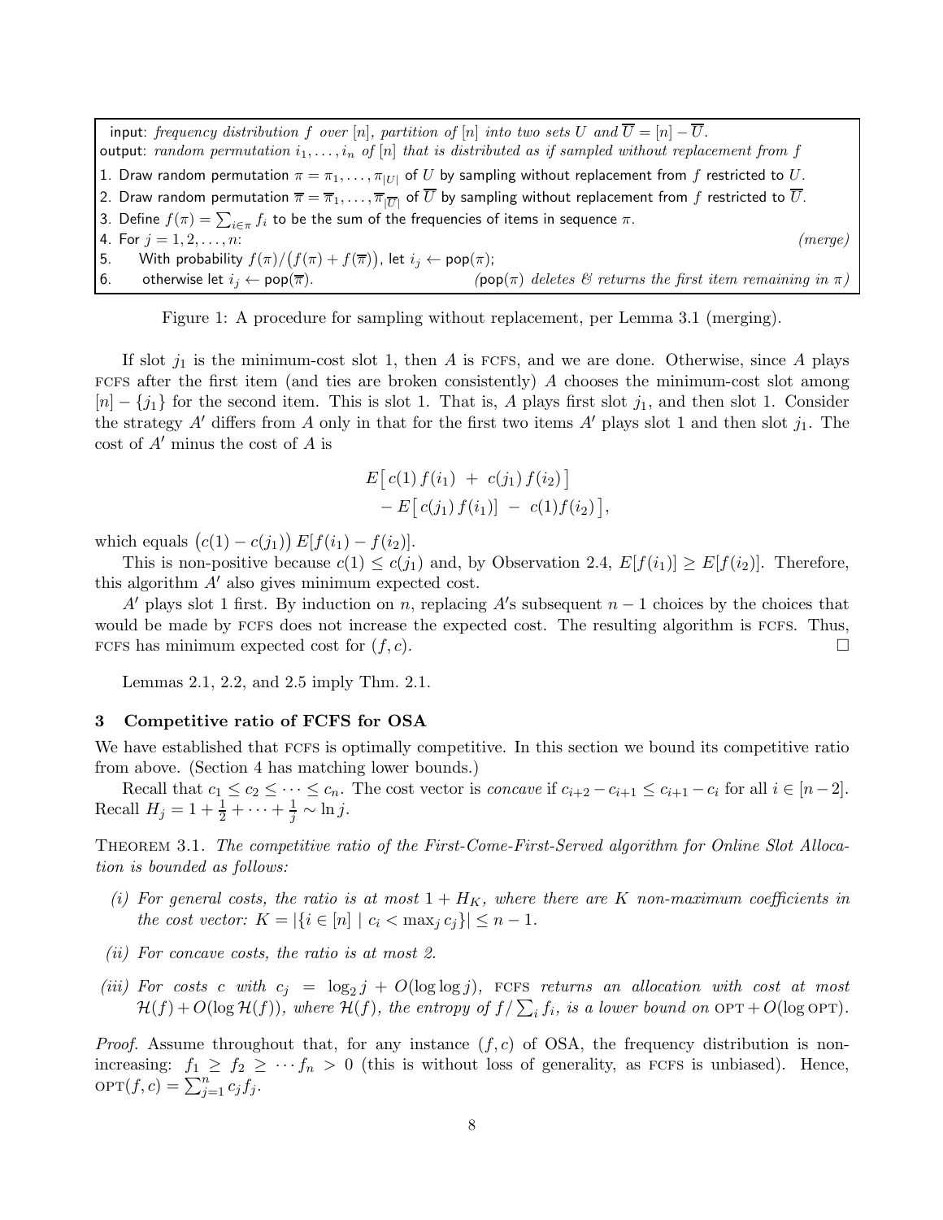input: *frequency distribution $f$ over $[n]$, partition of $[n]$ into two sets $U$ and $\overline{U} = [n] - \overline{U}$.*
output: *random permutation $i_1, \ldots, i_n$ of $[n]$ that is distributed as if sampled without replacement from $f$*

1. Draw random permutation $\pi = \pi_1, \ldots, \pi_{|U|}$ of $U$ by sampling without replacement from $f$ restricted to $U$.
2. Draw random permutation $\overline{\pi} = \overline{\pi}_1, \ldots, \overline{\pi}_{|\overline{U}|}$ of $\overline{U}$ by sampling without replacement from $f$ restricted to $\overline{U}$.
3. Define $f(\pi) = \sum_{i \in \pi} f_i$ to be the sum of the frequencies of items in sequence $\pi$.
4. For $j = 1, 2, \ldots, n$: *(merge)*
5. With probability $f(\pi)/\big(f(\pi) + f(\overline{\pi})\big)$, let $i_j \leftarrow \mathsf{pop}(\pi)$;
6. otherwise let $i_j \leftarrow \mathsf{pop}(\overline{\pi})$. *($\mathsf{pop}(\pi)$ deletes & returns the first item remaining in $\pi$)*

Figure 1: A procedure for sampling without replacement, per Lemma 3.1 (merging).

If slot $j_1$ is the minimum-cost slot 1, then $A$ is FCFS, and we are done. Otherwise, since $A$ plays FCFS after the first item (and ties are broken consistently) $A$ chooses the minimum-cost slot among $[n] - \{j_1\}$ for the second item. This is slot 1. That is, $A$ plays first slot $j_1$, and then slot 1. Consider the strategy $A'$ differs from $A$ only in that for the first two items $A'$ plays slot 1 and then slot $j_1$. The cost of $A'$ minus the cost of $A$ is

$$E\big[\, c(1)\, f(i_1) \;+\; c(j_1)\, f(i_2)\,\big] \\ -\, E\big[\, c(j_1)\, f(i_1)\big] \;-\; c(1) f(i_2)\,\big],$$

which equals $\big(c(1) - c(j_1)\big)\, E[f(i_1) - f(i_2)]$.

This is non-positive because $c(1) \le c(j_1)$ and, by Observation 2.4, $E[f(i_1)] \ge E[f(i_2)]$. Therefore, this algorithm $A'$ also gives minimum expected cost.

$A'$ plays slot 1 first. By induction on $n$, replacing $A'$s subsequent $n-1$ choices by the choices that would be made by FCFS does not increase the expected cost. The resulting algorithm is FCFS. Thus, FCFS has minimum expected cost for $(f, c)$. □

Lemmas 2.1, 2.2, and 2.5 imply Thm. 2.1.

## 3 Competitive ratio of FCFS for OSA

We have established that FCFS is optimally competitive. In this section we bound its competitive ratio from above. (Section 4 has matching lower bounds.)

Recall that $c_1 \le c_2 \le \cdots \le c_n$. The cost vector is *concave* if $c_{i+2} - c_{i+1} \le c_{i+1} - c_i$ for all $i \in [n-2]$. Recall $H_j = 1 + \frac{1}{2} + \cdots + \frac{1}{j} \sim \ln j$.

THEOREM 3.1. *The competitive ratio of the First-Come-First-Served algorithm for Online Slot Allocation is bounded as follows:*

*(i) For general costs, the ratio is at most $1 + H_K$, where there are $K$ non-maximum coefficients in the cost vector: $K = |\{i \in [n] \mid c_i < \max_j c_j\}| \le n - 1$.*

*(ii) For concave costs, the ratio is at most 2.*

*(iii) For costs $c$ with $c_j = \log_2 j + O(\log \log j)$, FCFS returns an allocation with cost at most $\mathcal{H}(f) + O(\log \mathcal{H}(f))$, where $\mathcal{H}(f)$, the entropy of $f/\sum_i f_i$, is a lower bound on $\text{OPT} + O(\log \text{OPT})$.*

*Proof.* Assume throughout that, for any instance $(f, c)$ of OSA, the frequency distribution is non-increasing: $f_1 \ge f_2 \ge \cdots f_n > 0$ (this is without loss of generality, as FCFS is unbiased). Hence, $\text{OPT}(f, c) = \sum_{j=1}^{n} c_j f_j$.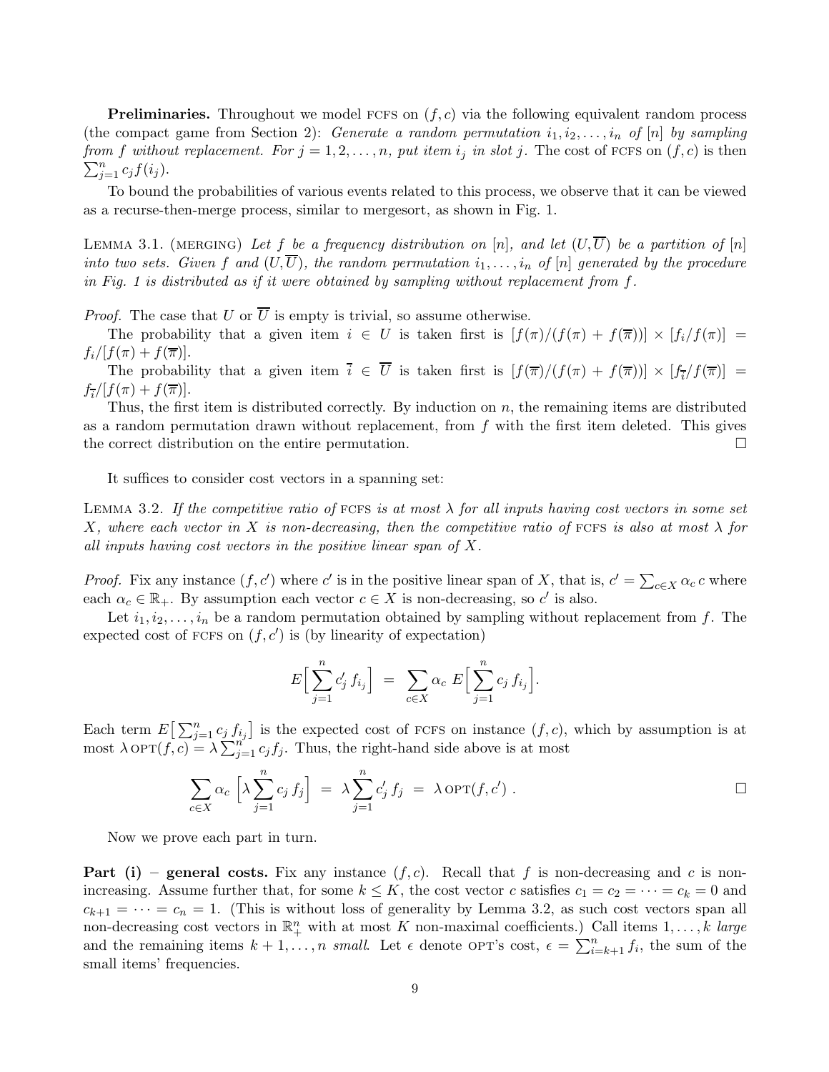**Preliminaries.** Throughout we model FCFS on $(f, c)$ via the following equivalent random process (the compact game from Section 2): *Generate a random permutation $i_1, i_2, \ldots, i_n$ of $[n]$ by sampling from $f$ without replacement. For $j = 1, 2, \ldots, n$, put item $i_j$ in slot $j$.* The cost of FCFS on $(f, c)$ is then $\sum_{j=1}^{n} c_j f(i_j)$.

To bound the probabilities of various events related to this process, we observe that it can be viewed as a recurse-then-merge process, similar to mergesort, as shown in Fig. 1.

LEMMA 3.1. (MERGING) *Let $f$ be a frequency distribution on $[n]$, and let $(U, \overline{U})$ be a partition of $[n]$ into two sets. Given $f$ and $(U, \overline{U})$, the random permutation $i_1, \ldots, i_n$ of $[n]$ generated by the procedure in Fig. 1 is distributed as if it were obtained by sampling without replacement from $f$.*

*Proof.* The case that $U$ or $\overline{U}$ is empty is trivial, so assume otherwise.

The probability that a given item $i \in U$ is taken first is $[f(\pi)/(f(\pi) + f(\overline{\pi}))] \times [f_i/f(\pi)] = f_i/[f(\pi) + f(\overline{\pi})]$.

The probability that a given item $\overline{i} \in \overline{U}$ is taken first is $[f(\overline{\pi})/(f(\pi) + f(\overline{\pi}))] \times [f_{\overline{i}}/f(\overline{\pi})] = f_{\overline{i}}/[f(\pi) + f(\overline{\pi})]$.

Thus, the first item is distributed correctly. By induction on $n$, the remaining items are distributed as a random permutation drawn without replacement, from $f$ with the first item deleted. This gives the correct distribution on the entire permutation. $\square$

It suffices to consider cost vectors in a spanning set:

LEMMA 3.2. *If the competitive ratio of FCFS is at most $\lambda$ for all inputs having cost vectors in some set $X$, where each vector in $X$ is non-decreasing, then the competitive ratio of FCFS is also at most $\lambda$ for all inputs having cost vectors in the positive linear span of $X$.*

*Proof.* Fix any instance $(f, c')$ where $c'$ is in the positive linear span of $X$, that is, $c' = \sum_{c \in X} \alpha_c \, c$ where each $\alpha_c \in \mathbb{R}_+$. By assumption each vector $c \in X$ is non-decreasing, so $c'$ is also.

Let $i_1, i_2, \ldots, i_n$ be a random permutation obtained by sampling without replacement from $f$. The expected cost of FCFS on $(f, c')$ is (by linearity of expectation)

$$E\Big[\sum_{j=1}^{n} c'_j \, f_{i_j}\Big] \;=\; \sum_{c \in X} \alpha_c \; E\Big[\sum_{j=1}^{n} c_j \, f_{i_j}\Big].$$

Each term $E\big[\sum_{j=1}^{n} c_j \, f_{i_j}\big]$ is the expected cost of FCFS on instance $(f, c)$, which by assumption is at most $\lambda \, \mathrm{OPT}(f, c) = \lambda \sum_{j=1}^{n} c_j f_j$. Thus, the right-hand side above is at most

$$\sum_{c \in X} \alpha_c \, \Big[\lambda \sum_{j=1}^{n} c_j \, f_j\Big] \;=\; \lambda \sum_{j=1}^{n} c'_j \, f_j \;=\; \lambda \, \mathrm{OPT}(f, c') \, . \qquad \square$$

Now we prove each part in turn.

**Part (i) – general costs.** Fix any instance $(f, c)$. Recall that $f$ is non-decreasing and $c$ is non-increasing. Assume further that, for some $k \leq K$, the cost vector $c$ satisfies $c_1 = c_2 = \cdots = c_k = 0$ and $c_{k+1} = \cdots = c_n = 1$. (This is without loss of generality by Lemma 3.2, as such cost vectors span all non-decreasing cost vectors in $\mathbb{R}^n_+$ with at most $K$ non-maximal coefficients.) Call items $1, \ldots, k$ *large* and the remaining items $k + 1, \ldots, n$ *small*. Let $\epsilon$ denote OPT's cost, $\epsilon = \sum_{i=k+1}^{n} f_i$, the sum of the small items' frequencies.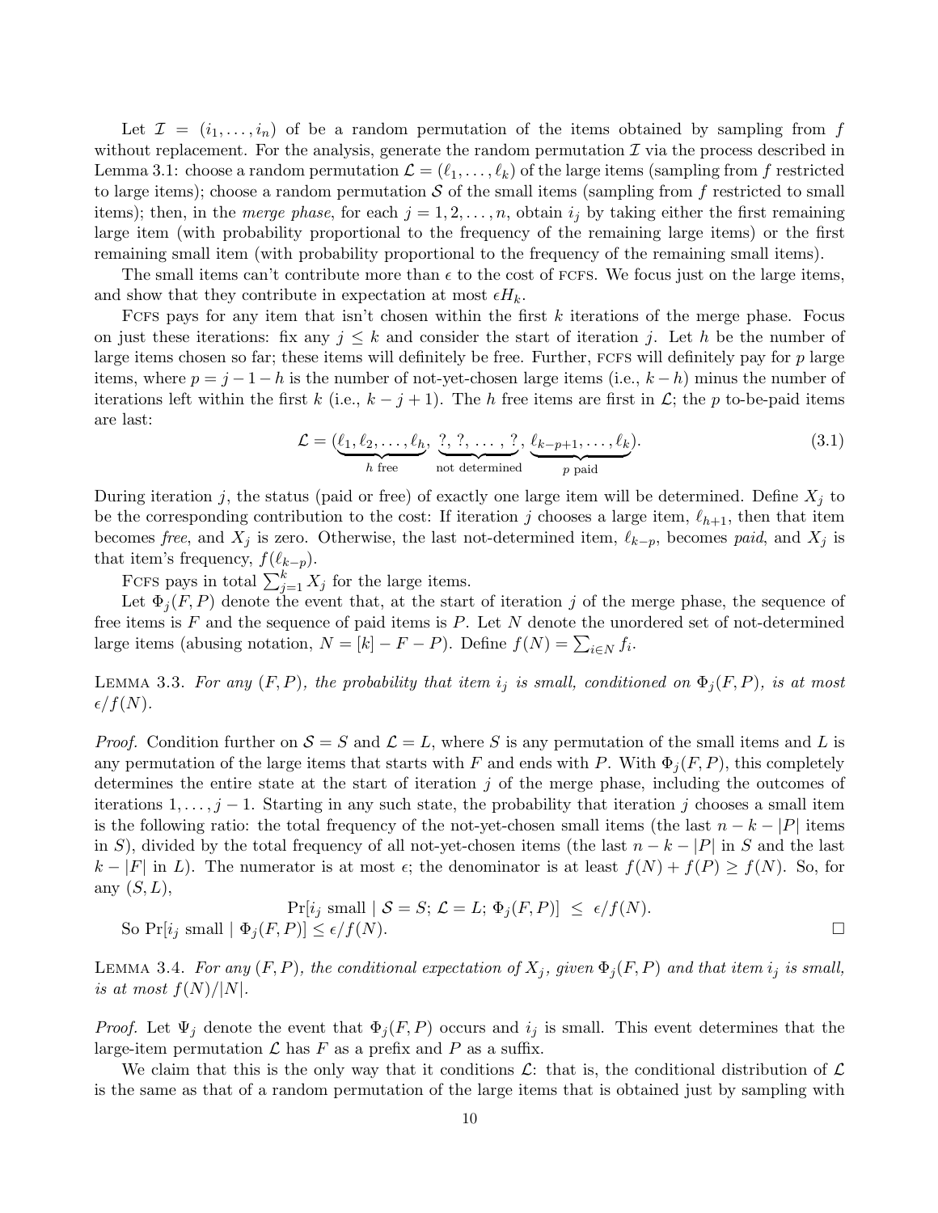Let $\mathcal{I} = (i_1, \ldots, i_n)$ of be a random permutation of the items obtained by sampling from $f$ without replacement. For the analysis, generate the random permutation $\mathcal{I}$ via the process described in Lemma 3.1: choose a random permutation $\mathcal{L} = (\ell_1, \ldots, \ell_k)$ of the large items (sampling from $f$ restricted to large items); choose a random permutation $\mathcal{S}$ of the small items (sampling from $f$ restricted to small items); then, in the *merge phase*, for each $j = 1, 2, \ldots, n$, obtain $i_j$ by taking either the first remaining large item (with probability proportional to the frequency of the remaining large items) or the first remaining small item (with probability proportional to the frequency of the remaining small items).

The small items can't contribute more than $\epsilon$ to the cost of FCFS. We focus just on the large items, and show that they contribute in expectation at most $\epsilon H_k$.

FCFS pays for any item that isn't chosen within the first $k$ iterations of the merge phase. Focus on just these iterations: fix any $j \le k$ and consider the start of iteration $j$. Let $h$ be the number of large items chosen so far; these items will definitely be free. Further, FCFS will definitely pay for $p$ large items, where $p = j - 1 - h$ is the number of not-yet-chosen large items (i.e., $k - h$) minus the number of iterations left within the first $k$ (i.e., $k - j + 1$). The $h$ free items are first in $\mathcal{L}$; the $p$ to-be-paid items are last:

$$\mathcal{L} = (\underbrace{\ell_1, \ell_2, \ldots, \ell_h}_{h \text{ free}}, \underbrace{?, ?, \ldots, ?}_{\text{not determined}}, \underbrace{\ell_{k-p+1}, \ldots, \ell_k}_{p \text{ paid}}). \tag{3.1}$$

During iteration $j$, the status (paid or free) of exactly one large item will be determined. Define $X_j$ to be the corresponding contribution to the cost: If iteration $j$ chooses a large item, $\ell_{h+1}$, then that item becomes *free*, and $X_j$ is zero. Otherwise, the last not-determined item, $\ell_{k-p}$, becomes *paid*, and $X_j$ is that item's frequency, $f(\ell_{k-p})$.

FCFS pays in total $\sum_{j=1}^{k} X_j$ for the large items.

Let $\Phi_j(F, P)$ denote the event that, at the start of iteration $j$ of the merge phase, the sequence of free items is $F$ and the sequence of paid items is $P$. Let $N$ denote the unordered set of not-determined large items (abusing notation, $N = [k] - F - P$). Define $f(N) = \sum_{i \in N} f_i$.

LEMMA 3.3. *For any $(F, P)$, the probability that item $i_j$ is small, conditioned on $\Phi_j(F, P)$, is at most $\epsilon / f(N)$.*

*Proof.* Condition further on $\mathcal{S} = S$ and $\mathcal{L} = L$, where $S$ is any permutation of the small items and $L$ is any permutation of the large items that starts with $F$ and ends with $P$. With $\Phi_j(F, P)$, this completely determines the entire state at the start of iteration $j$ of the merge phase, including the outcomes of iterations $1, \ldots, j-1$. Starting in any such state, the probability that iteration $j$ chooses a small item is the following ratio: the total frequency of the not-yet-chosen small items (the last $n - k - |P|$ items in $S$), divided by the total frequency of all not-yet-chosen items (the last $n - k - |P|$ in $S$ and the last $k - |F|$ in $L$). The numerator is at most $\epsilon$; the denominator is at least $f(N) + f(P) \ge f(N)$. So, for any $(S, L)$,

$$\Pr[i_j \text{ small} \mid \mathcal{S} = S;\ \mathcal{L} = L;\ \Phi_j(F, P)] \ \le\ \epsilon / f(N).$$

So $\Pr[i_j \text{ small} \mid \Phi_j(F, P)] \le \epsilon / f(N)$. □

LEMMA 3.4. *For any $(F, P)$, the conditional expectation of $X_j$, given $\Phi_j(F, P)$ and that item $i_j$ is small, is at most $f(N)/|N|$.*

*Proof.* Let $\Psi_j$ denote the event that $\Phi_j(F, P)$ occurs and $i_j$ is small. This event determines that the large-item permutation $\mathcal{L}$ has $F$ as a prefix and $P$ as a suffix.

We claim that this is the only way that it conditions $\mathcal{L}$: that is, the conditional distribution of $\mathcal{L}$ is the same as that of a random permutation of the large items that is obtained just by sampling with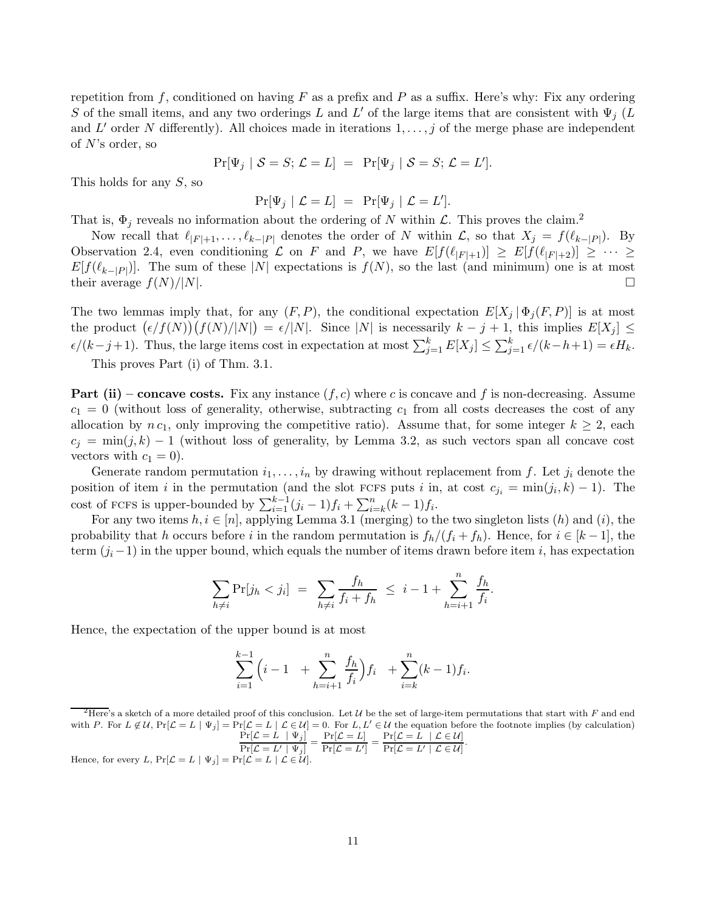repetition from $f$, conditioned on having $F$ as a prefix and $P$ as a suffix. Here's why: Fix any ordering $S$ of the small items, and any two orderings $L$ and $L'$ of the large items that are consistent with $\Psi_j$ ($L$ and $L'$ order $N$ differently). All choices made in iterations $1, \ldots, j$ of the merge phase are independent of $N$'s order, so

$$\Pr[\Psi_j \mid \mathcal{S} = S;\, \mathcal{L} = L] \;=\; \Pr[\Psi_j \mid \mathcal{S} = S;\, \mathcal{L} = L'].$$

This holds for any $S$, so

$$\Pr[\Psi_j \mid \mathcal{L} = L] \;=\; \Pr[\Psi_j \mid \mathcal{L} = L'].$$

That is, $\Phi_j$ reveals no information about the ordering of $N$ within $\mathcal{L}$. This proves the claim.[2]

Now recall that $\ell_{|F|+1}, \ldots, \ell_{k-|P|}$ denotes the order of $N$ within $\mathcal{L}$, so that $X_j = f(\ell_{k-|P|})$. By Observation 2.4, even conditioning $\mathcal{L}$ on $F$ and $P$, we have $E[f(\ell_{|F|+1})] \geq E[f(\ell_{|F|+2})] \geq \cdots \geq E[f(\ell_{k-|P|})]$. The sum of these $|N|$ expectations is $f(N)$, so the last (and minimum) one is at most their average $f(N)/|N|$. □

The two lemmas imply that, for any $(F, P)$, the conditional expectation $E[X_j \,|\, \Phi_j(F, P)]$ is at most the product $\big(\epsilon/f(N)\big)\big(f(N)/|N|\big) = \epsilon/|N|$. Since $|N|$ is necessarily $k - j + 1$, this implies $E[X_j] \leq \epsilon/(k-j+1)$. Thus, the large items cost in expectation at most $\sum_{j=1}^{k} E[X_j] \leq \sum_{j=1}^{k} \epsilon/(k-h+1) = \epsilon H_k$.

This proves Part (i) of Thm. 3.1.

**Part (ii) – concave costs.** Fix any instance $(f, c)$ where $c$ is concave and $f$ is non-decreasing. Assume $c_1 = 0$ (without loss of generality, otherwise, subtracting $c_1$ from all costs decreases the cost of any allocation by $n\,c_1$, only improving the competitive ratio). Assume that, for some integer $k \geq 2$, each $c_j = \min(j, k) - 1$ (without loss of generality, by Lemma 3.2, as such vectors span all concave cost vectors with $c_1 = 0$).

Generate random permutation $i_1, \ldots, i_n$ by drawing without replacement from $f$. Let $j_i$ denote the position of item $i$ in the permutation (and the slot FCFS puts $i$ in, at cost $c_{j_i} = \min(j_i, k) - 1$). The cost of FCFS is upper-bounded by $\sum_{i=1}^{k-1} (j_i - 1) f_i + \sum_{i=k}^{n} (k-1) f_i$.

For any two items $h, i \in [n]$, applying Lemma 3.1 (merging) to the two singleton lists $(h)$ and $(i)$, the probability that $h$ occurs before $i$ in the random permutation is $f_h/(f_i + f_h)$. Hence, for $i \in [k-1]$, the term $(j_i - 1)$ in the upper bound, which equals the number of items drawn before item $i$, has expectation

$$\sum_{h \neq i} \Pr[j_h < j_i] \;=\; \sum_{h \neq i} \frac{f_h}{f_i + f_h} \;\leq\; i - 1 + \sum_{h=i+1}^{n} \frac{f_h}{f_i}.$$

Hence, the expectation of the upper bound is at most

$$\sum_{i=1}^{k-1} \Big( i - 1 \;\; + \sum_{h=i+1}^{n} \frac{f_h}{f_i} \Big) f_i \;\; + \sum_{i=k}^{n} (k-1) f_i.$$

---

[2] Here's a sketch of a more detailed proof of this conclusion. Let $\mathcal{U}$ be the set of large-item permutations that start with $F$ and end with $P$. For $L \notin \mathcal{U}$, $\Pr[\mathcal{L} = L \mid \Psi_j] = \Pr[\mathcal{L} = L \mid \mathcal{L} \in \mathcal{U}] = 0$. For $L, L' \in \mathcal{U}$ the equation before the footnote implies (by calculation)

$$\frac{\Pr[\mathcal{L} = L \mid \Psi_j]}{\Pr[\mathcal{L} = L' \mid \Psi_j]} = \frac{\Pr[\mathcal{L} = L]}{\Pr[\mathcal{L} = L']} = \frac{\Pr[\mathcal{L} = L \mid \mathcal{L} \in \mathcal{U}]}{\Pr[\mathcal{L} = L' \mid \mathcal{L} \in \mathcal{U}]}.$$

Hence, for every $L$, $\Pr[\mathcal{L} = L \mid \Psi_j] = \Pr[\mathcal{L} = L \mid \mathcal{L} \in \mathcal{U}]$.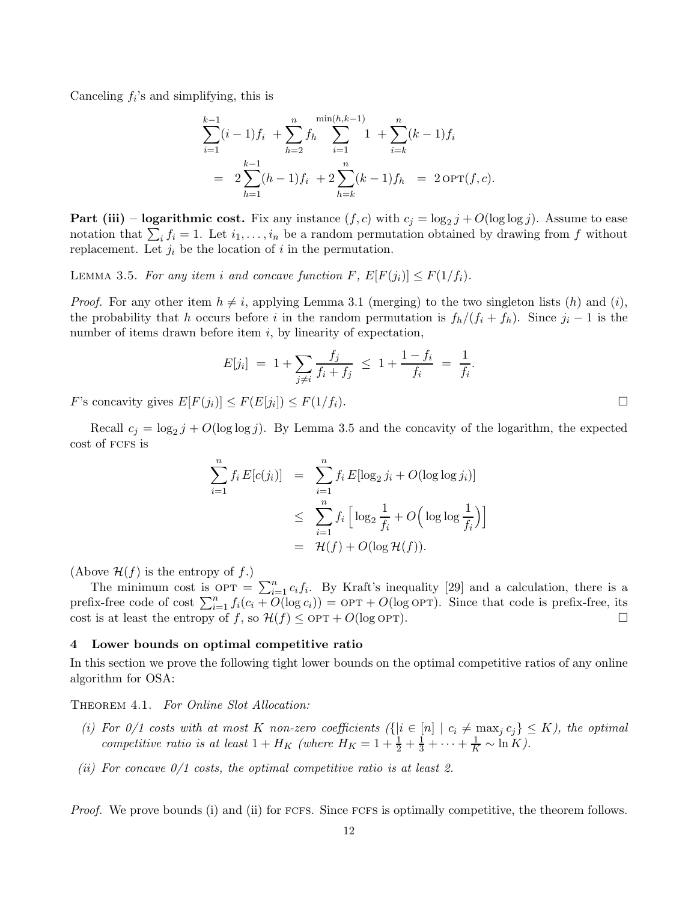Canceling $f_i$'s and simplifying, this is

$$
\begin{aligned}
&\sum_{i=1}^{k-1}(i-1)f_i \;+\sum_{h=2}^{n} f_h \sum_{i=1}^{\min(h,k-1)} 1 \;+\sum_{i=k}^{n}(k-1)f_i \\
&\quad= \;2\sum_{h=1}^{k-1}(h-1)f_i \;+2\sum_{h=k}^{n}(k-1)f_h \;=\; 2\,\textsc{opt}(f,c).
\end{aligned}
$$

**Part (iii) – logarithmic cost.** Fix any instance $(f,c)$ with $c_j = \log_2 j + O(\log\log j)$. Assume to ease notation that $\sum_i f_i = 1$. Let $i_1, \ldots, i_n$ be a random permutation obtained by drawing from $f$ without replacement. Let $j_i$ be the location of $i$ in the permutation.

Lemma 3.5. *For any item $i$ and concave function $F$, $E[F(j_i)] \le F(1/f_i)$.*

*Proof.* For any other item $h \neq i$, applying Lemma 3.1 (merging) to the two singleton lists $(h)$ and $(i)$, the probability that $h$ occurs before $i$ in the random permutation is $f_h/(f_i+f_h)$. Since $j_i - 1$ is the number of items drawn before item $i$, by linearity of expectation,

$$
E[j_i] \;=\; 1 + \sum_{j\neq i}\frac{f_j}{f_i+f_j} \;\le\; 1 + \frac{1-f_i}{f_i} \;=\; \frac{1}{f_i}.
$$

$F$'s concavity gives $E[F(j_i)] \le F(E[j_i]) \le F(1/f_i)$. □

Recall $c_j = \log_2 j + O(\log\log j)$. By Lemma 3.5 and the concavity of the logarithm, the expected cost of FCFS is

$$
\begin{aligned}
\sum_{i=1}^{n} f_i\, E[c(j_i)] &= \sum_{i=1}^{n} f_i\, E[\log_2 j_i + O(\log\log j_i)] \\
&\le \sum_{i=1}^{n} f_i\Big[\log_2\frac{1}{f_i} + O\Big(\log\log\frac{1}{f_i}\Big)\Big] \\
&= \mathcal{H}(f) + O(\log\mathcal{H}(f)).
\end{aligned}
$$

(Above $\mathcal{H}(f)$ is the entropy of $f$.)

The minimum cost is $\textsc{opt} = \sum_{i=1}^{n} c_i f_i$. By Kraft's inequality [29] and a calculation, there is a prefix-free code of cost $\sum_{i=1}^{n} f_i(c_i + O(\log c_i)) = \textsc{opt} + O(\log\textsc{opt})$. Since that code is prefix-free, its cost is at least the entropy of $f$, so $\mathcal{H}(f) \le \textsc{opt} + O(\log\textsc{opt})$. □

## 4 Lower bounds on optimal competitive ratio

In this section we prove the following tight lower bounds on the optimal competitive ratios of any online algorithm for OSA:

Theorem 4.1. *For Online Slot Allocation:*

*(i) For 0/1 costs with at most $K$ non-zero coefficients ($\{|i \in [n] \mid c_i \neq \max_j c_j\} \le K$), the optimal competitive ratio is at least $1 + H_K$ (where $H_K = 1 + \frac{1}{2} + \frac{1}{3} + \cdots + \frac{1}{K} \sim \ln K$).*

*(ii) For concave 0/1 costs, the optimal competitive ratio is at least 2.*

*Proof.* We prove bounds (i) and (ii) for FCFS. Since FCFS is optimally competitive, the theorem follows.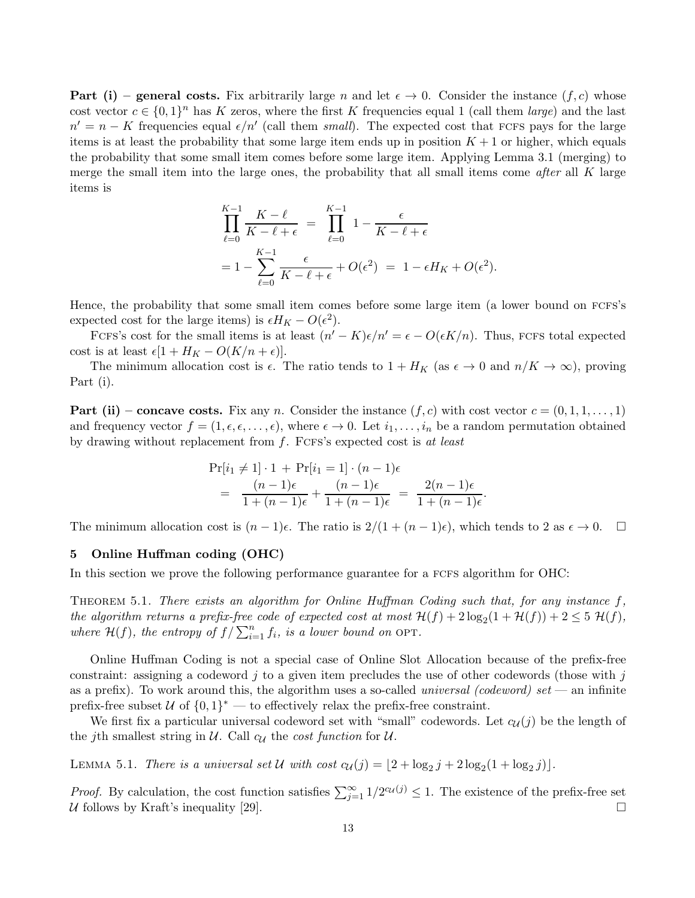**Part (i) – general costs.** Fix arbitrarily large $n$ and let $\epsilon \to 0$. Consider the instance $(f, c)$ whose cost vector $c \in \{0,1\}^n$ has $K$ zeros, where the first $K$ frequencies equal 1 (call them *large*) and the last $n' = n - K$ frequencies equal $\epsilon/n'$ (call them *small*). The expected cost that FCFS pays for the large items is at least the probability that some large item ends up in position $K+1$ or higher, which equals the probability that some small item comes before some large item. Applying Lemma 3.1 (merging) to merge the small item into the large ones, the probability that all small items come *after* all $K$ large items is

$$
\begin{aligned}
&\prod_{\ell=0}^{K-1} \frac{K-\ell}{K-\ell+\epsilon} \;=\; \prod_{\ell=0}^{K-1} 1 - \frac{\epsilon}{K-\ell+\epsilon} \\
&= 1 - \sum_{\ell=0}^{K-1} \frac{\epsilon}{K-\ell+\epsilon} + O(\epsilon^2) \;=\; 1 - \epsilon H_K + O(\epsilon^2).
\end{aligned}
$$

Hence, the probability that some small item comes before some large item (a lower bound on FCFS's expected cost for the large items) is $\epsilon H_K - O(\epsilon^2)$.

FCFS's cost for the small items is at least $(n'-K)\epsilon/n' = \epsilon - O(\epsilon K/n)$. Thus, FCFS total expected cost is at least $\epsilon[1 + H_K - O(K/n + \epsilon)]$.

The minimum allocation cost is $\epsilon$. The ratio tends to $1 + H_K$ (as $\epsilon \to 0$ and $n/K \to \infty$), proving Part (i).

**Part (ii) – concave costs.** Fix any $n$. Consider the instance $(f, c)$ with cost vector $c = (0, 1, 1, \ldots, 1)$ and frequency vector $f = (1, \epsilon, \epsilon, \ldots, \epsilon)$, where $\epsilon \to 0$. Let $i_1, \ldots, i_n$ be a random permutation obtained by drawing without replacement from $f$. FCFS's expected cost is *at least*

$$
\begin{aligned}
&\Pr[i_1 \neq 1] \cdot 1 \;+\; \Pr[i_1 = 1] \cdot (n-1)\epsilon \\
&= \;\frac{(n-1)\epsilon}{1 + (n-1)\epsilon} + \frac{(n-1)\epsilon}{1 + (n-1)\epsilon} \;=\; \frac{2(n-1)\epsilon}{1 + (n-1)\epsilon}.
\end{aligned}
$$

The minimum allocation cost is $(n-1)\epsilon$. The ratio is $2/(1 + (n-1)\epsilon)$, which tends to 2 as $\epsilon \to 0$. $\square$

## 5 Online Huffman coding (OHC)

In this section we prove the following performance guarantee for a FCFS algorithm for OHC:

THEOREM 5.1. *There exists an algorithm for Online Huffman Coding such that, for any instance $f$, the algorithm returns a prefix-free code of expected cost at most $\mathcal{H}(f) + 2\log_2(1 + \mathcal{H}(f)) + 2 \leq 5\ \mathcal{H}(f)$, where $\mathcal{H}(f)$, the entropy of $f / \sum_{i=1}^n f_i$, is a lower bound on* OPT.

Online Huffman Coding is not a special case of Online Slot Allocation because of the prefix-free constraint: assigning a codeword $j$ to a given item precludes the use of other codewords (those with $j$ as a prefix). To work around this, the algorithm uses a so-called *universal (codeword) set* — an infinite prefix-free subset $\mathcal{U}$ of $\{0,1\}^*$ — to effectively relax the prefix-free constraint.

We first fix a particular universal codeword set with "small" codewords. Let $c_{\mathcal{U}}(j)$ be the length of the $j$th smallest string in $\mathcal{U}$. Call $c_{\mathcal{U}}$ the *cost function* for $\mathcal{U}$.

LEMMA 5.1. *There is a universal set $\mathcal{U}$ with cost $c_{\mathcal{U}}(j) = \lfloor 2 + \log_2 j + 2\log_2(1 + \log_2 j)\rfloor$.*

*Proof.* By calculation, the cost function satisfies $\sum_{j=1}^{\infty} 1/2^{c_{\mathcal{U}}(j)} \leq 1$. The existence of the prefix-free set $\mathcal{U}$ follows by Kraft's inequality [29]. $\square$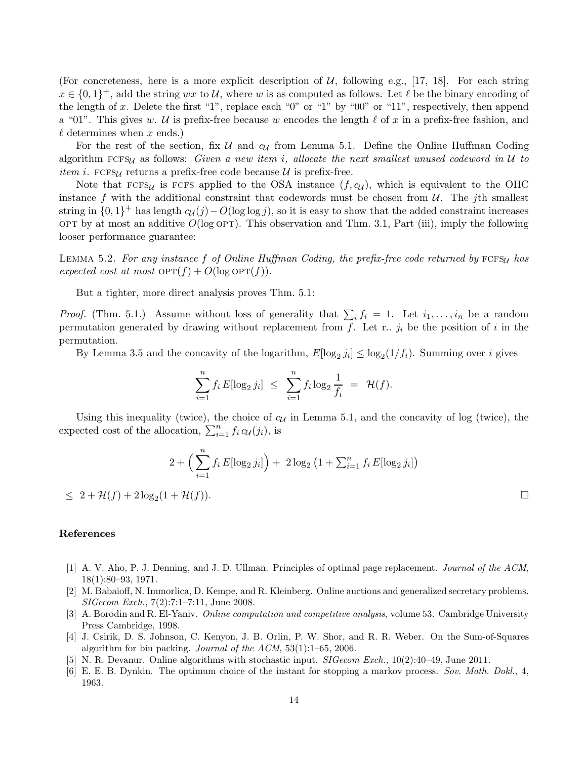(For concreteness, here is a more explicit description of $\mathcal{U}$, following e.g., [17, 18]. For each string $x \in \{0,1\}^+$, add the string $wx$ to $\mathcal{U}$, where $w$ is as computed as follows. Let $\ell$ be the binary encoding of the length of $x$. Delete the first "1", replace each "0" or "1" by "00" or "11", respectively, then append a "01". This gives $w$. $\mathcal{U}$ is prefix-free because $w$ encodes the length $\ell$ of $x$ in a prefix-free fashion, and $\ell$ determines when $x$ ends.)

For the rest of the section, fix $\mathcal{U}$ and $c_{\mathcal{U}}$ from Lemma 5.1. Define the Online Huffman Coding algorithm $\text{FCFS}_{\mathcal{U}}$ as follows: *Given a new item $i$, allocate the next smallest unused codeword in $\mathcal{U}$ to item $i$.* $\text{FCFS}_{\mathcal{U}}$ returns a prefix-free code because $\mathcal{U}$ is prefix-free.

Note that $\text{FCFS}_{\mathcal{U}}$ is FCFS applied to the OSA instance $(f, c_{\mathcal{U}})$, which is equivalent to the OHC instance $f$ with the additional constraint that codewords must be chosen from $\mathcal{U}$. The $j$th smallest string in $\{0,1\}^+$ has length $c_{\mathcal{U}}(j) - O(\log\log j)$, so it is easy to show that the added constraint increases OPT by at most an additive $O(\log \text{OPT})$. This observation and Thm. 3.1, Part (iii), imply the following looser performance guarantee:

LEMMA 5.2. *For any instance $f$ of Online Huffman Coding, the prefix-free code returned by $\text{FCFS}_{\mathcal{U}}$ has expected cost at most $\text{OPT}(f) + O(\log \text{OPT}(f))$.*

But a tighter, more direct analysis proves Thm. 5.1:

*Proof.* (Thm. 5.1.) Assume without loss of generality that $\sum_i f_i = 1$. Let $i_1, \ldots, i_n$ be a random permutation generated by drawing without replacement from $f$. Let r.. $j_i$ be the position of $i$ in the permutation.

By Lemma 3.5 and the concavity of the logarithm, $E[\log_2 j_i] \le \log_2(1/f_i)$. Summing over $i$ gives

$$\sum_{i=1}^{n} f_i \, E[\log_2 j_i] \;\le\; \sum_{i=1}^{n} f_i \log_2 \frac{1}{f_i} \;=\; \mathcal{H}(f).$$

Using this inequality (twice), the choice of $c_{\mathcal{U}}$ in Lemma 5.1, and the concavity of log (twice), the expected cost of the allocation, $\sum_{i=1}^{n} f_i \, c_{\mathcal{U}}(j_i)$, is

$$2 + \Big(\sum_{i=1}^{n} f_i \, E[\log_2 j_i]\Big) + \; 2\log_2\big(1 + \textstyle\sum_{i=1}^{n} f_i \, E[\log_2 j_i]\big)$$

$\le \; 2 + \mathcal{H}(f) + 2\log_2(1 + \mathcal{H}(f)).$ □

## References

[1] A. V. Aho, P. J. Denning, and J. D. Ullman. Principles of optimal page replacement. *Journal of the ACM*, 18(1):80–93, 1971.

[2] M. Babaioff, N. Immorlica, D. Kempe, and R. Kleinberg. Online auctions and generalized secretary problems. *SIGecom Exch.*, 7(2):7:1–7:11, June 2008.

[3] A. Borodin and R. El-Yaniv. *Online computation and competitive analysis*, volume 53. Cambridge University Press Cambridge, 1998.

[4] J. Csirik, D. S. Johnson, C. Kenyon, J. B. Orlin, P. W. Shor, and R. R. Weber. On the Sum-of-Squares algorithm for bin packing. *Journal of the ACM*, 53(1):1–65, 2006.

[5] N. R. Devanur. Online algorithms with stochastic input. *SIGecom Exch.*, 10(2):40–49, June 2011.

[6] E. E. B. Dynkin. The optimum choice of the instant for stopping a markov process. *Sov. Math. Dokl.*, 4, 1963.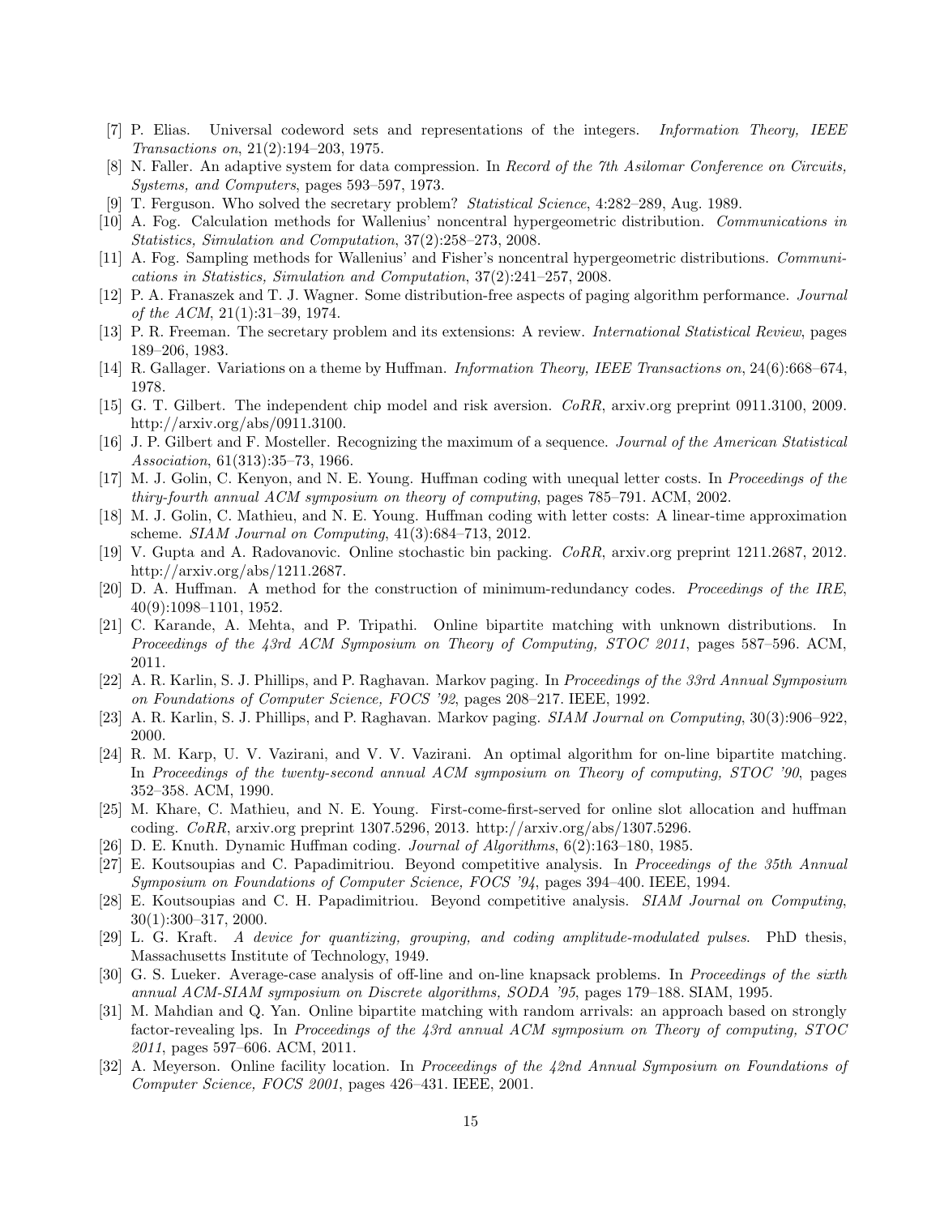[7] P. Elias. Universal codeword sets and representations of the integers. *Information Theory, IEEE Transactions on*, 21(2):194–203, 1975.

[8] N. Faller. An adaptive system for data compression. In *Record of the 7th Asilomar Conference on Circuits, Systems, and Computers*, pages 593–597, 1973.

[9] T. Ferguson. Who solved the secretary problem? *Statistical Science*, 4:282–289, Aug. 1989.

[10] A. Fog. Calculation methods for Wallenius' noncentral hypergeometric distribution. *Communications in Statistics, Simulation and Computation*, 37(2):258–273, 2008.

[11] A. Fog. Sampling methods for Wallenius' and Fisher's noncentral hypergeometric distributions. *Communications in Statistics, Simulation and Computation*, 37(2):241–257, 2008.

[12] P. A. Franaszek and T. J. Wagner. Some distribution-free aspects of paging algorithm performance. *Journal of the ACM*, 21(1):31–39, 1974.

[13] P. R. Freeman. The secretary problem and its extensions: A review. *International Statistical Review*, pages 189–206, 1983.

[14] R. Gallager. Variations on a theme by Huffman. *Information Theory, IEEE Transactions on*, 24(6):668–674, 1978.

[15] G. T. Gilbert. The independent chip model and risk aversion. *CoRR*, arxiv.org preprint 0911.3100, 2009. http://arxiv.org/abs/0911.3100.

[16] J. P. Gilbert and F. Mosteller. Recognizing the maximum of a sequence. *Journal of the American Statistical Association*, 61(313):35–73, 1966.

[17] M. J. Golin, C. Kenyon, and N. E. Young. Huffman coding with unequal letter costs. In *Proceedings of the thiry-fourth annual ACM symposium on theory of computing*, pages 785–791. ACM, 2002.

[18] M. J. Golin, C. Mathieu, and N. E. Young. Huffman coding with letter costs: A linear-time approximation scheme. *SIAM Journal on Computing*, 41(3):684–713, 2012.

[19] V. Gupta and A. Radovanovic. Online stochastic bin packing. *CoRR*, arxiv.org preprint 1211.2687, 2012. http://arxiv.org/abs/1211.2687.

[20] D. A. Huffman. A method for the construction of minimum-redundancy codes. *Proceedings of the IRE*, 40(9):1098–1101, 1952.

[21] C. Karande, A. Mehta, and P. Tripathi. Online bipartite matching with unknown distributions. In *Proceedings of the 43rd ACM Symposium on Theory of Computing, STOC 2011*, pages 587–596. ACM, 2011.

[22] A. R. Karlin, S. J. Phillips, and P. Raghavan. Markov paging. In *Proceedings of the 33rd Annual Symposium on Foundations of Computer Science, FOCS '92*, pages 208–217. IEEE, 1992.

[23] A. R. Karlin, S. J. Phillips, and P. Raghavan. Markov paging. *SIAM Journal on Computing*, 30(3):906–922, 2000.

[24] R. M. Karp, U. V. Vazirani, and V. V. Vazirani. An optimal algorithm for on-line bipartite matching. In *Proceedings of the twenty-second annual ACM symposium on Theory of computing, STOC '90*, pages 352–358. ACM, 1990.

[25] M. Khare, C. Mathieu, and N. E. Young. First-come-first-served for online slot allocation and huffman coding. *CoRR*, arxiv.org preprint 1307.5296, 2013. http://arxiv.org/abs/1307.5296.

[26] D. E. Knuth. Dynamic Huffman coding. *Journal of Algorithms*, 6(2):163–180, 1985.

[27] E. Koutsoupias and C. Papadimitriou. Beyond competitive analysis. In *Proceedings of the 35th Annual Symposium on Foundations of Computer Science, FOCS '94*, pages 394–400. IEEE, 1994.

[28] E. Koutsoupias and C. H. Papadimitriou. Beyond competitive analysis. *SIAM Journal on Computing*, 30(1):300–317, 2000.

[29] L. G. Kraft. *A device for quantizing, grouping, and coding amplitude-modulated pulses*. PhD thesis, Massachusetts Institute of Technology, 1949.

[30] G. S. Lueker. Average-case analysis of off-line and on-line knapsack problems. In *Proceedings of the sixth annual ACM-SIAM symposium on Discrete algorithms, SODA '95*, pages 179–188. SIAM, 1995.

[31] M. Mahdian and Q. Yan. Online bipartite matching with random arrivals: an approach based on strongly factor-revealing lps. In *Proceedings of the 43rd annual ACM symposium on Theory of computing, STOC 2011*, pages 597–606. ACM, 2011.

[32] A. Meyerson. Online facility location. In *Proceedings of the 42nd Annual Symposium on Foundations of Computer Science, FOCS 2001*, pages 426–431. IEEE, 2001.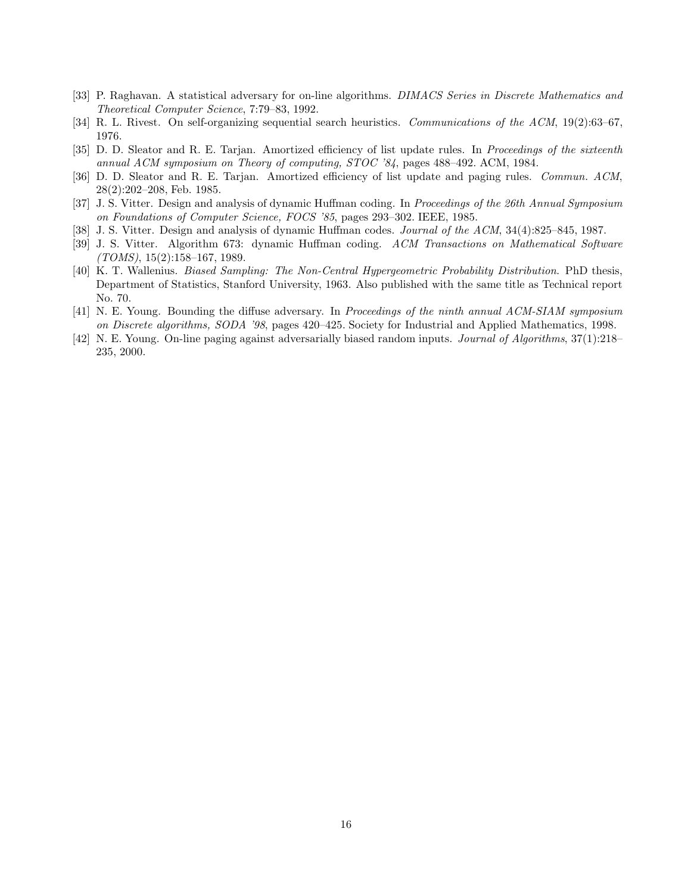[33] P. Raghavan. A statistical adversary for on-line algorithms. *DIMACS Series in Discrete Mathematics and Theoretical Computer Science*, 7:79–83, 1992.

[34] R. L. Rivest. On self-organizing sequential search heuristics. *Communications of the ACM*, 19(2):63–67, 1976.

[35] D. D. Sleator and R. E. Tarjan. Amortized efficiency of list update rules. In *Proceedings of the sixteenth annual ACM symposium on Theory of computing, STOC '84*, pages 488–492. ACM, 1984.

[36] D. D. Sleator and R. E. Tarjan. Amortized efficiency of list update and paging rules. *Commun. ACM*, 28(2):202–208, Feb. 1985.

[37] J. S. Vitter. Design and analysis of dynamic Huffman coding. In *Proceedings of the 26th Annual Symposium on Foundations of Computer Science, FOCS '85*, pages 293–302. IEEE, 1985.

[38] J. S. Vitter. Design and analysis of dynamic Huffman codes. *Journal of the ACM*, 34(4):825–845, 1987.

[39] J. S. Vitter. Algorithm 673: dynamic Huffman coding. *ACM Transactions on Mathematical Software (TOMS)*, 15(2):158–167, 1989.

[40] K. T. Wallenius. *Biased Sampling: The Non-Central Hypergeometric Probability Distribution*. PhD thesis, Department of Statistics, Stanford University, 1963. Also published with the same title as Technical report No. 70.

[41] N. E. Young. Bounding the diffuse adversary. In *Proceedings of the ninth annual ACM-SIAM symposium on Discrete algorithms, SODA '98*, pages 420–425. Society for Industrial and Applied Mathematics, 1998.

[42] N. E. Young. On-line paging against adversarially biased random inputs. *Journal of Algorithms*, 37(1):218–235, 2000.